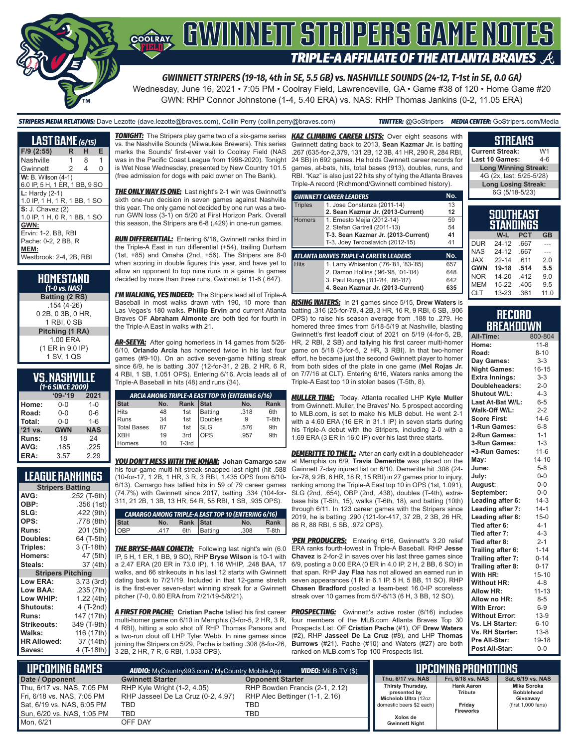# GWINNETT STRIPERS GAME NOTES

## TRIPLE-A AFFILIATE OF THE ATLANTA BRAVES

**GWINNETT STRIPERS (19-18, 4th in SE, 5.5 GB) vs. NASHVILLE SOUNDS (24-12, T-1st in SE, 0.0 GA)**

Wednesday, June 16, 2021 • 7:05 PM • Coolray Field, Lawrenceville, GA • Game #38 of 120 • Home Game #20

GWN: RHP Connor Johnstone (1-4, 5.40 ERA) vs. NAS: RHP Thomas Jankins (0-2, 11.05 ERA)

**STRIPERS MEDIA RELATIONS:** Dave Lezotte (dave.lezotte@braves.com), Collin Perry (collin.perry@braves.com) **TWITTER:** @GoStripers **MEDIA CENTER:** GoStripers.com/Media

## LAST GAME (6/15)

| F/9 (2:55) | R | H | E |
|---|---|---|---|
| Nashville | 1 | 8 | 1 |
| Gwinnett | 2 | 4 | 0 |

**W:** B. Wilson (4-1)
6.0 IP, 5 H, 1 ER, 1 BB, 9 SO

**L:** Hardy (2-1)
1.0 IP, 1 H, 1 R, 1 BB, 1 SO

**S:** J. Chavez (2)
1.0 IP, 1 H, 0 R, 1 BB, 1 SO

**GWN:**
Ervin: 1-2, BB, RBI
Pache: 0-2, 2 BB, R

**MEM:**
Westbrook: 2-4, 2B, RBI

## HOMESTAND
*(1-0 vs. NAS)*

**Batting (2 RS)**
.154 (4-26)
0 2B, 0 3B, 0 HR,
1 RBI, 0 SB

**Pitching (1 RA)**
1.00 ERA
(1 ER in 9.0 IP)
1 SV, 1 QS

## VS. NASHVILLE
*(1-6 SINCE 2009)*

| | '09-'19 | 2021 |
|---|---|---|
| Home: | 0-0 | 1-0 |
| Road: | 0-0 | 0-6 |
| Total: | 0-0 | 1-6 |
| '21 vs. | GWN | NAS |
| Runs: | 18 | 24 |
| AVG: | .185 | .225 |
| ERA: | 3.57 | 2.29 |

## LEAGUE RANKINGS

| Stripers Batting | |
|---|---|
| AVG: | .252 (T-6th) |
| OBP: | .356 (1st) |
| SLG: | .422 (9th) |
| OPS: | .778 (8th) |
| Runs: | 201 (5th) |
| Doubles: | 64 (T-5th) |
| Triples: | 3 (T-18th) |
| Homers: | 47 (5th) |
| Steals: | 37 (4th) |
| **Stripers Pitching** | |
| Low ERA: | 3.73 (3rd) |
| Low BAA: | .235 (7th) |
| Low WHIP: | 1.22 (4th) |
| Shutouts: | 4 (T-2nd) |
| Runs: | 147 (17th) |
| Strikeouts: | 349 (T-9th) |
| Walks: | 116 (17th) |
| HR Allowed: | 37 (14th) |
| Saves: | 4 (T-18th) |

**TONIGHT:** The Stripers play game two of a six-game series vs. the Nashville Sounds (Milwaukee Brewers). This series marks the Sounds' first-ever visit to Coolray Field (NAS was in the Pacific Coast League from 1998-2020). Tonight is Wet Nose Wednesday, presented by New Country 101.5 (free admission for dogs with paid owner on The Bank).

**THE ONLY WAY IS ONE:** Last night's 2-1 win was Gwinnett's sixth one-run decision in seven games against Nashville this year. The only game not decided by one run was a two-run GWN loss (3-1) on 5/20 at First Horizon Park. Overall this season, the Stripers are 6-8 (.429) in one-run games.

**RUN DIFFERENTIAL:** Entering 6/16, Gwinnett ranks third in the Triple-A East in run differential (+54), trailing Durham (1st, +85) and Omaha (2nd, +56). The Stripers are 8-0 when scoring in double figures this year, and have yet to allow an opponent to top nine runs in a game. In games decided by more than three runs, Gwinnett is 11-6 (.647).

**I'M WALKING, YES INDEED:** The Stripers lead all of Triple-A Baseball in most walks drawn with 190, 10 more than Las Vegas's 180 walks. **Phillip Ervin** and current Atlanta Braves OF **Abraham Almonte** are both tied for fourth in the Triple-A East in walks with 21.

**AR-SEEYA:** After going homerless in 14 games from 5/26-6/10, **Orlando Arcia** has homered twice in his last four games (#9-10). On an active seven-game hitting streak since 6/9, he is batting .307 (12-for-31, 2 2B, 2 HR, 6 R, 4 RBI, 1 SB, 1.051 OPS). Entering 6/16, Arcia leads all of Triple-A Baseball in hits (48) and runs (34).

**ARCIA AMONG TRIPLE-A EAST TOP 10 (ENTERING 6/16)**

| Stat | No. | Rank | Stat | No. | Rank |
|---|---|---|---|---|---|
| Hits | 48 | 1st | Batting | .318 | 6th |
| Runs | 34 | 1st | Doubles | 9 | T-8th |
| Total Bases | 87 | 1st | SLG | .576 | 9th |
| XBH | 19 | 3rd | OPS | .957 | 9th |
| Homers | 10 | T-3rd | | | |

**YOU DON'T MESS WITH THE JOHAN:** **Johan Camargo** saw his four-game multi-hit streak snapped last night (hit .588 (10-for-17, 1 2B, 1 HR, 3 R, 3 RBI, 1.435 OPS from 6/10-6/13). Camargo has tallied hits in 59 of 79 career games (74.7%) with Gwinnett since 2017, batting .334 (104-for-311, 21 2B, 1 3B, 13 HR, 54 R, 55 RBI, 1 SB, .935 OPS).

**CAMARGO AMONG TRIPLE-A EAST TOP 10 (ENTERING 6/16)**

| Stat | No. | Rank | Stat | No. | Rank |
|---|---|---|---|---|---|
| OBP | .417 | 6th | Batting | .308 | 8th |

**THE BRYSE-MAN COMETH:** Following last night's win (6.0 IP, 5 H, 1 ER, 1 BB, 9 SO), RHP **Bryse Wilson** is 10-1 with a 2.47 ERA (20 ER in 73.0 IP), 1.16 WHIP, .248 BAA, 17 walks, and 66 strikeouts in his last 12 starts with Gwinnett dating back to 7/21/19. Included in that 12-game stretch is the first-ever seven-start winning streak for a Gwinnett pitcher (7-0, 0.80 ERA from 7/21/19-5/6/21).

**A FIRST FOR PACHE:** **Cristian Pache** tallied his first career multi-homer game on 6/10 in Memphis (3-for-5, 2 HR, 3 R, 4 RBI), hitting a solo shot off RHP Thomas Parsons and a two-run clout off LHP Tyler Webb. In nine games since joining the Stripers on 5/29, Pache is batting .308 (8-for-26, 3 2B, 2 HR, 7 R, 6 RBI, 1.033 OPS).

**KAZ CLIMBING CAREER LISTS:** Over eight seasons with Gwinnett dating back to 2013, **Sean Kazmar Jr.** is batting .267 (635-for-2,379, 131 2B, 12 3B, 41 HR, 290 R, 284 RBI, 24 SB) in 692 games. He holds Gwinnett career records for games, at-bats, hits, total bases (913), doubles, runs, and RBI. "Kaz" is also just 22 hits shy of tying the Atlanta Braves Triple-A record (Richmond/Gwinnett combined history).

| GWINNETT CAREER LEADERS | | No. |
|---|---|---|
| Triples | 1. Jose Constanza (2011-14) | 13 |
| | **2. Sean Kazmar Jr. (2013-Current)** | **12** |
| Homers | 1. Ernesto Mejia (2012-14) | 59 |
| | 2. Stefan Gartrell (2011-13) | 54 |
| | **T-3. Sean Kazmar Jr. (2013-Current)** | **41** |
| | T-3. Joey Terdoslavich (2012-15) | 41 |
| **ATLANTA BRAVES TRIPLE-A CAREER LEADERS** | | **No.** |
| Hits | 1. Larry Whisenton ('76-'81, '83-'85) | 657 |
| | 2. Damon Hollins ('96-'98, '01-'04) | 648 |
| | 3. Paul Runge ('81-'84, '86-'87) | 642 |
| | **4. Sean Kazmar Jr. (2013-Current)** | **635** |

**RISING WATERS:** In 21 games since 5/15, **Drew Waters** is batting .316 (25-for-79, 4 2B, 3 HR, 16 R, 9 RBI, 6 SB, .906 OPS) to raise his season average from .188 to .279. He homered three times from 5/18-5/19 at Nashville, blasting Gwinnett's first leadoff clout of 2021 on 5/19 (4-for-5, 2B, HR, 2 RBI, 2 SB) and tallying his first career multi-homer game on 5/18 (3-for-5, 2 HR, 3 RBI). In that two-homer effort, he became just the second Gwinnett player to homer from both sides of the plate in one game (**Mel Rojas Jr.** on 7/7/16 at CLT). Entering 6/16, Waters ranks among the Triple-A East top 10 in stolen bases (T-5th, 8).

**MULLER TIME:** Today, Atlanta recalled LHP **Kyle Muller** from Gwinnett. Muller, the Braves' No. 5 prospect according to MLB.com, is set to make his MLB debut. He went 2-1 with a 4.60 ERA (16 ER in 31.1 IP) in seven starts during his Triple-A debut with the Stripers, including 2-0 with a 1.69 ERA (3 ER in 16.0 IP) over his last three starts.

**DEMERITTE TO THE IL:** After an early exit in a doubleheader at Memphis on 6/9, **Travis Demeritte** was placed on the Gwinnett 7-day injured list on 6/10. Demeritte hit .308 (24-for-78, 9 2B, 6 HR, 18 R, 15 RBI) in 27 games prior to injury, ranking among the Triple-A East top 10 in OPS (1st, 1.091), SLG (2nd, .654), OBP (2nd, .438), doubles (T-4th), extra-base hits (T-5th, 15), walks (T-6th, 18), and batting (10th) through 6/11. In 123 career games with the Stripers since 2019, he is batting .290 (121-for-417, 37 2B, 2 3B, 26 HR, 86 R, 88 RBI, 5 SB, .972 OPS).

**'PEN PRODUCERS:** Entering 6/16, Gwinnett's 3.20 relief ERA ranks fourth-lowest in Triple-A Baseball. RHP **Jesse Chavez** is 2-for-2 in saves over his last three games since 6/9, posting a 0.00 ERA (0 ER in 4.0 IP, 2 H, 2 BB, 6 SO) in that span. RHP **Jay Flaa** has not allowed an earned run in seven appearances (1 R in 6.1 IP, 5 H, 5 BB, 11 SO). RHP **Chasen Bradford** posted a team-best 16.0-IP scoreless streak over 10 games from 5/7-6/13 (6 H, 3 BB, 12 SO).

**PROSPECTING:** Gwinnett's active roster (6/16) includes four members of the MLB.com Atlanta Braves Top 30 Prospects List: OF **Cristian Pache** (#1), OF **Drew Waters** (#2), RHP **Jasseel De La Cruz** (#8), and LHP **Thomas Burrows** (#21). Pache (#10) and Waters (#27) are both ranked on MLB.com's Top 100 Prospects list.

## STREAKS

| | |
|---|---|
| Current Streak: | W1 |
| Last 10 Games: | 4-6 |
| **Long Winning Streak:** | |
| 4G (2x, last: 5/25-5/28) | |
| **Long Losing Streak:** | |
| 6G (5/18-5/23) | |

## SOUTHEAST STANDINGS

| | W-L | PCT | GB |
|---|---|---|---|
| DUR | 24-12 | .667 | --- |
| NAS | 24-12 | .667 | --- |
| JAX | 22-14 | .611 | 2.0 |
| **GWN** | **19-18** | **.514** | **5.5** |
| NOR | 14-20 | .412 | 9.0 |
| MEM | 15-22 | .405 | 9.5 |
| CLT | 13-23 | .361 | 11.0 |

## RECORD BREAKDOWN

| | |
|---|---|
| All-Time: | 800-804 |
| Home: | 11-8 |
| Road: | 8-10 |
| Day Games: | 3-3 |
| Night Games: | 16-15 |
| Extra Innings: | 3-3 |
| Doubleheaders: | 2-0 |
| Shutout W/L: | 4-3 |
| Last At-Bat W/L: | 6-5 |
| Walk-Off W/L: | 2-2 |
| Score First: | 14-6 |
| 1-Run Games: | 6-8 |
| 2-Run Games: | 1-1 |
| 3-Run Games: | 1-3 |
| +3-Run Games: | 11-6 |
| May: | 14-10 |
| June: | 5-8 |
| July: | 0-0 |
| August: | 0-0 |
| September: | 0-0 |
| Leading after 6: | 14-3 |
| Leading after 7: | 14-1 |
| Leading after 8: | 15-0 |
| Tied after 6: | 4-1 |
| Tied after 7: | 4-3 |
| Tied after 8: | 2-1 |
| Trailing after 6: | 1-14 |
| Trailing after 7: | 0-14 |
| Trailing after 8: | 0-17 |
| With HR: | 15-10 |
| Without HR: | 4-8 |
| Allow HR: | 11-13 |
| Allow no HR: | 8-5 |
| With Error: | 6-9 |
| Without Error: | 13-9 |
| Vs. LH Starter: | 6-10 |
| Vs. RH Starter: | 13-8 |
| Pre All-Star: | 19-18 |
| Post All-Star: | 0-0 |

## UPCOMING GAMES

**AUDIO:** MyCountry993.com / MyCountry Mobile App **VIDEO:** MiLB.TV ($)

| Date / Opponent | Gwinnett Starter | Opponent Starter |
|---|---|---|
| Thu, 6/17 vs. NAS, 7:05 PM | RHP Kyle Wright (1-2, 4.05) | RHP Bowden Francis (2-1, 2.12) |
| Fri, 6/18 vs. NAS, 7:05 PM | RHP Jasseel De La Cruz (0-2, 4.97) | RHP Alec Bettinger (1-1, 2.16) |
| Sat, 6/19 vs. NAS, 6:05 PM | TBD | TBD |
| Sun, 6/20 vs. NAS, 1:05 PM | TBD | TBD |
| Mon, 6/21 | OFF DAY | |

## UPCOMING PROMOTIONS

| Thu, 6/17 vs. NAS | Fri, 6/18 vs. NAS | Sat, 6/19 vs. NAS |
|---|---|---|
| Thirsty Thursday, presented by Michelob Ultra (12oz domestic beers $2 each) | Hank Aaron Tribute | Mike Soroka Bobblehead Giveaway (first 1,000 fans) |
| Xolos de Gwinnett Night | Friday Fireworks | |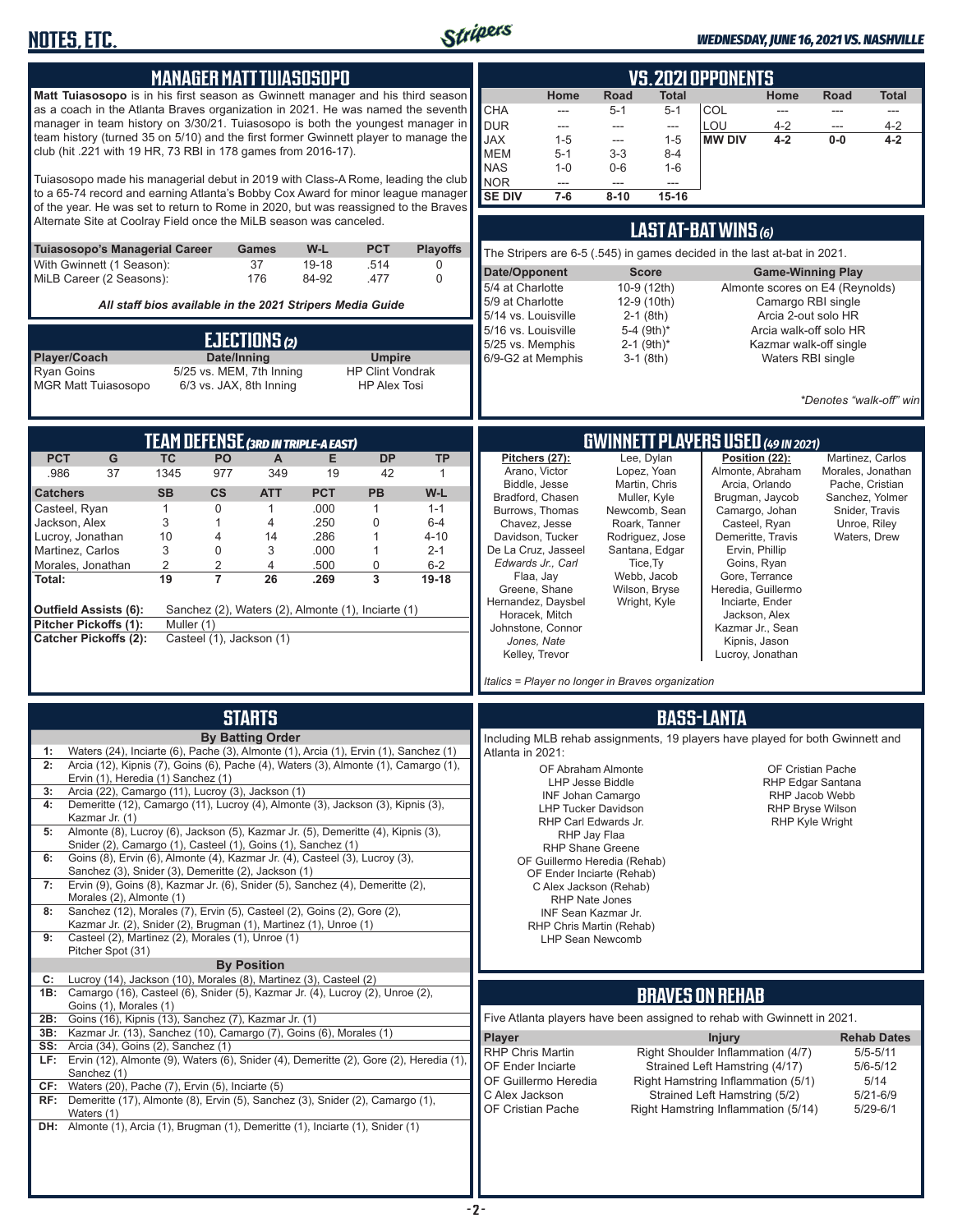## MANAGER MATT TUIASOSOPO

**Matt Tuiasosopo** is in his first season as Gwinnett manager and his third season as a coach in the Atlanta Braves organization in 2021. He was named the seventh manager in team history on 3/30/21. Tuiasosopo is both the youngest manager in team history (turned 35 on 5/10) and the first former Gwinnett player to manage the club (hit .221 with 19 HR, 73 RBI in 178 games from 2016-17).

Tuiasosopo made his managerial debut in 2019 with Class-A Rome, leading the club to a 65-74 record and earning Atlanta's Bobby Cox Award for minor league manager of the year. He was set to return to Rome in 2020, but was reassigned to the Braves Alternate Site at Coolray Field once the MiLB season was canceled.

| Tuiasosopo's Managerial Career | Games | W-L | PCT | Playoffs |
|---|---|---|---|---|
| With Gwinnett (1 Season): | 37 | 19-18 | .514 | 0 |
| MiLB Career (2 Seasons): | 176 | 84-92 | .477 | 0 |

*All staff bios available in the 2021 Stripers Media Guide*

## EJECTIONS (2)

| Player/Coach | Date/Inning | Umpire |
|---|---|---|
| Ryan Goins | 5/25 vs. MEM, 7th Inning | HP Clint Vondrak |
| MGR Matt Tuiasosopo | 6/3 vs. JAX, 8th Inning | HP Alex Tosi |

## TEAM DEFENSE (3RD IN TRIPLE-A EAST)

| PCT | G | TC | PO | A | E | DP | TP |
|---|---|---|---|---|---|---|---|
| .986 | 37 | 1345 | 977 | 349 | 19 | 42 | 1 |

| Catchers | SB | CS | ATT | PCT | PB | W-L |
|---|---|---|---|---|---|---|
| Casteel, Ryan | 1 | 0 | 1 | .000 | 1 | 1-1 |
| Jackson, Alex | 3 | 1 | 4 | .250 | 0 | 6-4 |
| Lucroy, Jonathan | 10 | 4 | 14 | .286 | 1 | 4-10 |
| Martinez, Carlos | 3 | 0 | 3 | .000 | 1 | 2-1 |
| Morales, Jonathan | 2 | 2 | 4 | .500 | 0 | 6-2 |
| **Total:** | **19** | **7** | **26** | **.269** | **3** | **19-18** |

**Outfield Assists (6):** Sanchez (2), Waters (2), Almonte (1), Inciarte (1)
**Pitcher Pickoffs (1):** Muller (1)
**Catcher Pickoffs (2):** Casteel (1), Jackson (1)

## STARTS

**By Batting Order**

- **1:** Waters (24), Inciarte (6), Pache (3), Almonte (1), Arcia (1), Ervin (1), Sanchez (1)
- **2:** Arcia (12), Kipnis (7), Goins (6), Pache (4), Waters (3), Almonte (1), Camargo (1), Ervin (1), Heredia (1) Sanchez (1)
- **3:** Arcia (22), Camargo (11), Lucroy (3), Jackson (1)
- **4:** Demeritte (12), Camargo (11), Lucroy (4), Almonte (3), Jackson (3), Kipnis (3), Kazmar Jr. (1)
- **5:** Almonte (8), Lucroy (6), Jackson (5), Kazmar Jr. (5), Demeritte (4), Kipnis (3), Snider (2), Camargo (1), Casteel (1), Goins (1), Sanchez (1)
- **6:** Goins (8), Ervin (6), Almonte (4), Kazmar Jr. (4), Casteel (3), Lucroy (3), Sanchez (3), Snider (3), Demeritte (2), Jackson (1)
- **7:** Ervin (9), Goins (8), Kazmar Jr. (6), Snider (5), Sanchez (4), Demeritte (2), Morales (2), Almonte (1)
- **8:** Sanchez (12), Morales (7), Ervin (5), Casteel (2), Goins (2), Gore (2), Kazmar Jr. (2), Snider (2), Brugman (1), Martinez (1), Unroe (1)
- **9:** Casteel (2), Martinez (2), Morales (1), Unroe (1), Pitcher Spot (31)

**By Position**

- **C:** Lucroy (14), Jackson (10), Morales (8), Martinez (3), Casteel (2)
- **1B:** Camargo (16), Casteel (6), Snider (5), Kazmar Jr. (4), Lucroy (2), Unroe (2), Goins (1), Morales (1)
- **2B:** Goins (16), Kipnis (13), Sanchez (7), Kazmar Jr. (1)
- **3B:** Kazmar Jr. (13), Sanchez (10), Camargo (7), Goins (6), Morales (1)
- **SS:** Arcia (34), Goins (2), Sanchez (1)
- **LF:** Ervin (12), Almonte (9), Waters (6), Snider (4), Demeritte (2), Gore (2), Heredia (1), Sanchez (1)
- **CF:** Waters (20), Pache (7), Ervin (5), Inciarte (5)
- **RF:** Demeritte (17), Almonte (8), Ervin (5), Sanchez (3), Snider (2), Camargo (1), Waters (1)
- **DH:** Almonte (1), Arcia (1), Brugman (1), Demeritte (1), Inciarte (1), Snider (1)

## VS. 2021 OPPONENTS

| | Home | Road | Total | | Home | Road | Total |
|---|---|---|---|---|---|---|---|
| CHA | --- | 5-1 | 5-1 | COL | --- | --- | --- |
| DUR | --- | --- | --- | LOU | 4-2 | --- | 4-2 |
| JAX | 1-5 | --- | 1-5 | **MW DIV** | **4-2** | **0-0** | **4-2** |
| MEM | 5-1 | 3-3 | 8-4 | | | | |
| NAS | 1-0 | 0-6 | 1-6 | | | | |
| NOR | --- | --- | --- | | | | |
| **SE DIV** | **7-6** | **8-10** | **15-16** | | | | |

## LAST AT-BAT WINS (6)

The Stripers are 6-5 (.545) in games decided in the last at-bat in 2021.

| Date/Opponent | Score | Game-Winning Play |
|---|---|---|
| 5/4 at Charlotte | 10-9 (12th) | Almonte scores on E4 (Reynolds) |
| 5/9 at Charlotte | 12-9 (10th) | Camargo RBI single |
| 5/14 vs. Louisville | 2-1 (8th) | Arcia 2-out solo HR |
| 5/16 vs. Louisville | 5-4 (9th)* | Arcia walk-off solo HR |
| 5/25 vs. Memphis | 2-1 (9th)* | Kazmar walk-off single |
| 6/9-G2 at Memphis | 3-1 (8th) | Waters RBI single |

*\*Denotes "walk-off" win*

## GWINNETT PLAYERS USED (49 IN 2021)

**Pitchers (27):**
Arano, Victor
Biddle, Jesse
Bradford, Chasen
Burrows, Thomas
Chavez, Jesse
Davidson, Tucker
De La Cruz, Jasseel
*Edwards Jr., Carl*
Flaa, Jay
Greene, Shane
Hernandez, Daysbel
Horacek, Mitch
Johnstone, Connor
*Jones, Nate*
Kelley, Trevor
Lee, Dylan
Lopez, Yoan
Martin, Chris
Muller, Kyle
Newcomb, Sean
Roark, Tanner
Rodriguez, Jose
Santana, Edgar
Tice,Ty
Webb, Jacob
Wilson, Bryse
Wright, Kyle

**Position (22):**
Almonte, Abraham
Arcia, Orlando
Brugman, Jaycob
Camargo, Johan
Casteel, Ryan
Demeritte, Travis
Ervin, Phillip
Goins, Ryan
Gore, Terrance
Heredia, Guillermo
Inciarte, Ender
Jackson, Alex
Kazmar Jr., Sean
Kipnis, Jason
Lucroy, Jonathan
Martinez, Carlos
Morales, Jonathan
Pache, Cristian
Sanchez, Yolmer
Snider, Travis
Unroe, Riley
Waters, Drew

*Italics = Player no longer in Braves organization*

## BASS-LANTA

Including MLB rehab assignments, 19 players have played for both Gwinnett and Atlanta in 2021:

OF Abraham Almonte
LHP Jesse Biddle
INF Johan Camargo
LHP Tucker Davidson
RHP Carl Edwards Jr.
RHP Jay Flaa
RHP Shane Greene
OF Guillermo Heredia (Rehab)
OF Ender Inciarte (Rehab)
C Alex Jackson (Rehab)
RHP Nate Jones
INF Sean Kazmar Jr.
RHP Chris Martin (Rehab)
LHP Sean Newcomb
OF Cristian Pache
RHP Edgar Santana
RHP Jacob Webb
RHP Bryse Wilson
RHP Kyle Wright

## BRAVES ON REHAB

Five Atlanta players have been assigned to rehab with Gwinnett in 2021.

| Player | Injury | Rehab Dates |
|---|---|---|
| RHP Chris Martin | Right Shoulder Inflammation (4/7) | 5/5-5/11 |
| OF Ender Inciarte | Strained Left Hamstring (4/17) | 5/6-5/12 |
| OF Guillermo Heredia | Right Hamstring Inflammation (5/1) | 5/14 |
| C Alex Jackson | Strained Left Hamstring (5/2) | 5/21-6/9 |
| OF Cristian Pache | Right Hamstring Inflammation (5/14) | 5/29-6/1 |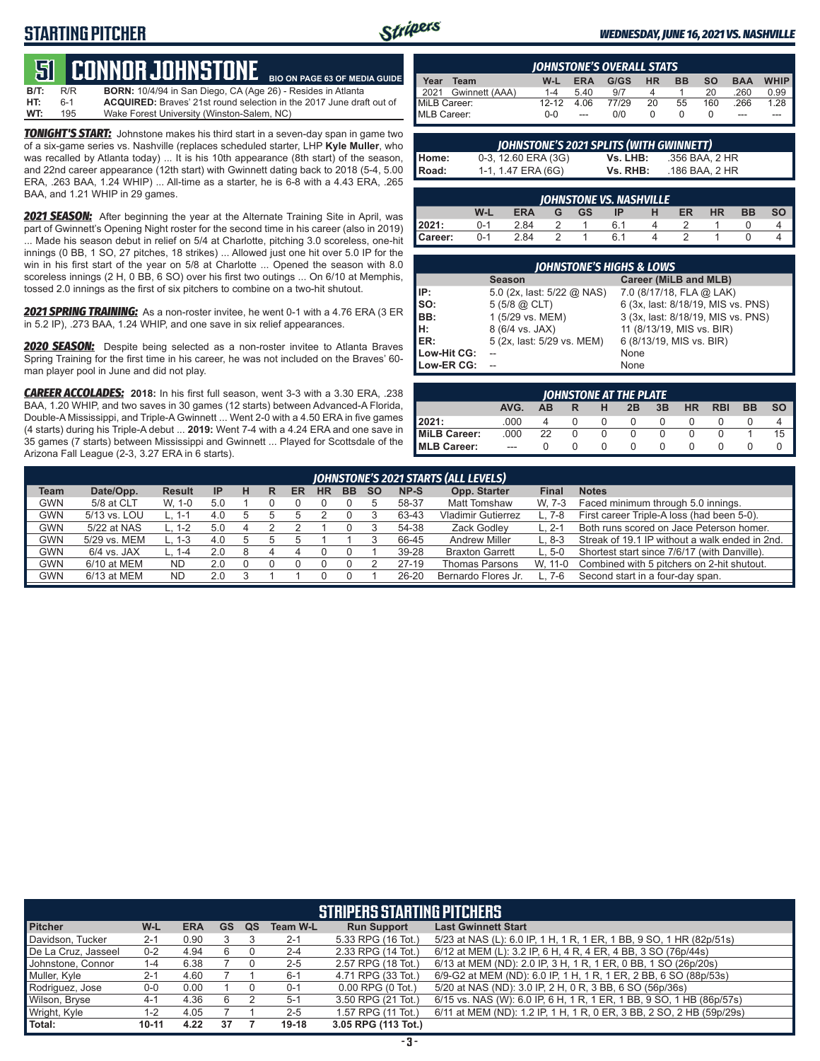# STARTING PITCHER

WEDNESDAY, JUNE 16, 2021 VS. NASHVILLE

## 51 CONNOR JOHNSTONE

BIO ON PAGE 63 OF MEDIA GUIDE

**B/T:** R/R **BORN:** 10/4/94 in San Diego, CA (Age 26) - Resides in Atlanta
**HT:** 6-1 **ACQUIRED:** Braves' 21st round selection in the 2017 June draft out of
**WT:** 195 Wake Forest University (Winston-Salem, NC)

***TONIGHT'S START:*** Johnstone makes his third start in a seven-day span in game two of a six-game series vs. Nashville (replaces scheduled starter, LHP **Kyle Muller**, who was recalled by Atlanta today) ... It is his 10th appearance (8th start) of the season, and 22nd career appearance (12th start) with Gwinnett dating back to 2018 (5-4, 5.00 ERA, .263 BAA, 1.24 WHIP) ... All-time as a starter, he is 6-8 with a 4.43 ERA, .265 BAA, and 1.21 WHIP in 29 games.

***2021 SEASON:*** After beginning the year at the Alternate Training Site in April, was part of Gwinnett's Opening Night roster for the second time in his career (also in 2019) ... Made his season debut in relief on 5/4 at Charlotte, pitching 3.0 scoreless, one-hit innings (0 BB, 1 SO, 27 pitches, 18 strikes) ... Allowed just one hit over 5.0 IP for the win in his first start of the year on 5/8 at Charlotte ... Opened the season with 8.0 scoreless innings (2 H, 0 BB, 6 SO) over his first two outings ... On 6/10 at Memphis, tossed 2.0 innings as the first of six pitchers to combine on a two-hit shutout.

***2021 SPRING TRAINING:*** As a non-roster invitee, he went 0-1 with a 4.76 ERA (3 ER in 5.2 IP), .273 BAA, 1.24 WHIP, and one save in six relief appearances.

***2020 SEASON:*** Despite being selected as a non-roster invitee to Atlanta Braves Spring Training for the first time in his career, he was not included on the Braves' 60-man player pool in June and did not play.

***CAREER ACCOLADES:*** **2018:** In his first full season, went 3-3 with a 3.30 ERA, .238 BAA, 1.20 WHIP, and two saves in 30 games (12 starts) between Advanced-A Florida, Double-A Mississippi, and Triple-A Gwinnett ... Went 2-0 with a 4.50 ERA in five games (4 starts) during his Triple-A debut ... **2019:** Went 7-4 with a 4.24 ERA and one save in 35 games (7 starts) between Mississippi and Gwinnett ... Played for Scottsdale of the Arizona Fall League (2-3, 3.27 ERA in 6 starts).

### JOHNSTONE'S OVERALL STATS

| Year | Team | W-L | ERA | G/GS | HR | BB | SO | BAA | WHIP |
|---|---|---|---|---|---|---|---|---|---|
| 2021 | Gwinnett (AAA) | 1-4 | 5.40 | 9/7 | 4 | 1 | 20 | .260 | 0.99 |
| MiLB Career: | | 12-12 | 4.06 | 77/29 | 20 | 55 | 160 | .266 | 1.28 |
| MLB Career: | | 0-0 | --- | 0/0 | 0 | 0 | 0 | --- | --- |

### JOHNSTONE'S 2021 SPLITS (WITH GWINNETT)

| | | | |
|---|---|---|---|
| Home: | 0-3, 12.60 ERA (3G) | Vs. LHB: | .356 BAA, 2 HR |
| Road: | 1-1, 1.47 ERA (6G) | Vs. RHB: | .186 BAA, 2 HR |

### JOHNSTONE VS. NASHVILLE

| | W-L | ERA | G | GS | IP | H | ER | HR | BB | SO |
|---|---|---|---|---|---|---|---|---|---|---|
| 2021: | 0-1 | 2.84 | 2 | 1 | 6.1 | 4 | 2 | 1 | 0 | 4 |
| Career: | 0-1 | 2.84 | 2 | 1 | 6.1 | 4 | 2 | 1 | 0 | 4 |

### JOHNSTONE'S HIGHS & LOWS

| | Season | Career (MiLB and MLB) |
|---|---|---|
| IP: | 5.0 (2x, last: 5/22 @ NAS) | 7.0 (8/17/18, FLA @ LAK) |
| SO: | 5 (5/8 @ CLT) | 6 (3x, last: 8/18/19, MIS vs. PNS) |
| BB: | 1 (5/29 vs. MEM) | 3 (3x, last: 8/18/19, MIS vs. PNS) |
| H: | 8 (6/4 vs. JAX) | 11 (8/13/19, MIS vs. BIR) |
| ER: | 5 (2x, last: 5/29 vs. MEM) | 6 (8/13/19, MIS vs. BIR) |
| Low-Hit CG: | -- | None |
| Low-ER CG: | -- | None |

### JOHNSTONE AT THE PLATE

| | AVG. | AB | R | H | 2B | 3B | HR | RBI | BB | SO |
|---|---|---|---|---|---|---|---|---|---|---|
| 2021: | .000 | 4 | 0 | 0 | 0 | 0 | 0 | 0 | 0 | 4 |
| MiLB Career: | .000 | 22 | 0 | 0 | 0 | 0 | 0 | 0 | 1 | 15 |
| MLB Career: | --- | 0 | 0 | 0 | 0 | 0 | 0 | 0 | 0 | 0 |

### JOHNSTONE'S 2021 STARTS (ALL LEVELS)

| Team | Date/Opp. | Result | IP | H | R | ER | HR | BB | SO | NP-S | Opp. Starter | Final | Notes |
|---|---|---|---|---|---|---|---|---|---|---|---|---|---|
| GWN | 5/8 at CLT | W, 1-0 | 5.0 | 1 | 0 | 0 | 0 | 0 | 5 | 58-37 | Matt Tomshaw | W, 7-3 | Faced minimum through 5.0 innings. |
| GWN | 5/13 vs. LOU | L, 1-1 | 4.0 | 5 | 5 | 5 | 2 | 0 | 3 | 63-43 | Vladimir Gutierrez | L, 7-8 | First career Triple-A loss (had been 5-0). |
| GWN | 5/22 at NAS | L, 1-2 | 5.0 | 4 | 2 | 2 | 1 | 0 | 3 | 54-38 | Zack Godley | L, 2-1 | Both runs scored on Jace Peterson homer. |
| GWN | 5/29 vs. MEM | L, 1-3 | 4.0 | 5 | 5 | 5 | 1 | 1 | 3 | 66-45 | Andrew Miller | L, 8-3 | Streak of 19.1 IP without a walk ended in 2nd. |
| GWN | 6/4 vs. JAX | L, 1-4 | 2.0 | 8 | 4 | 4 | 0 | 0 | 1 | 39-28 | Braxton Garrett | L, 5-0 | Shortest start since 7/6/17 (with Danville). |
| GWN | 6/10 at MEM | ND | 2.0 | 0 | 0 | 0 | 0 | 0 | 2 | 27-19 | Thomas Parsons | W, 11-0 | Combined with 5 pitchers on 2-hit shutout. |
| GWN | 6/13 at MEM | ND | 2.0 | 3 | 1 | 1 | 0 | 0 | 1 | 26-20 | Bernardo Flores Jr. | L, 7-6 | Second start in a four-day span. |

### STRIPERS STARTING PITCHERS

| Pitcher | W-L | ERA | GS | QS | Team W-L | Run Support | Last Gwinnett Start |
|---|---|---|---|---|---|---|---|
| Davidson, Tucker | 2-1 | 0.90 | 3 | 3 | 2-1 | 5.33 RPG (16 Tot.) | 5/23 at NAS (L): 6.0 IP, 1 H, 1 R, 1 ER, 1 BB, 9 SO, 1 HR (82p/51s) |
| De La Cruz, Jasseel | 0-2 | 4.94 | 6 | 0 | 2-4 | 2.33 RPG (14 Tot.) | 6/12 at MEM (L): 3.2 IP, 6 H, 4 R, 4 ER, 4 BB, 3 SO (76p/44s) |
| Johnstone, Connor | 1-4 | 6.38 | 7 | 0 | 2-5 | 2.57 RPG (18 Tot.) | 6/13 at MEM (ND): 2.0 IP, 3 H, 1 R, 1 ER, 0 BB, 1 SO (26p/20s) |
| Muller, Kyle | 2-1 | 4.60 | 7 | 1 | 6-1 | 4.71 RPG (33 Tot.) | 6/9-G2 at MEM (ND): 6.0 IP, 1 H, 1 R, 1 ER, 2 BB, 6 SO (88p/53s) |
| Rodriguez, Jose | 0-0 | 0.00 | 1 | 0 | 0-1 | 0.00 RPG (0 Tot.) | 5/20 at NAS (ND): 3.0 IP, 2 H, 0 R, 3 BB, 6 SO (56p/36s) |
| Wilson, Bryse | 4-1 | 4.36 | 6 | 2 | 5-1 | 3.50 RPG (21 Tot.) | 6/15 vs. NAS (W): 6.0 IP, 6 H, 1 R, 1 ER, 1 BB, 9 SO, 1 HB (86p/57s) |
| Wright, Kyle | 1-2 | 4.05 | 7 | 1 | 2-5 | 1.57 RPG (11 Tot.) | 6/11 at MEM (ND): 1.2 IP, 1 H, 1 R, 0 ER, 3 BB, 2 SO, 2 HB (59p/29s) |
| Total: | 10-11 | 4.22 | 37 | 7 | 19-18 | 3.05 RPG (113 Tot.) | |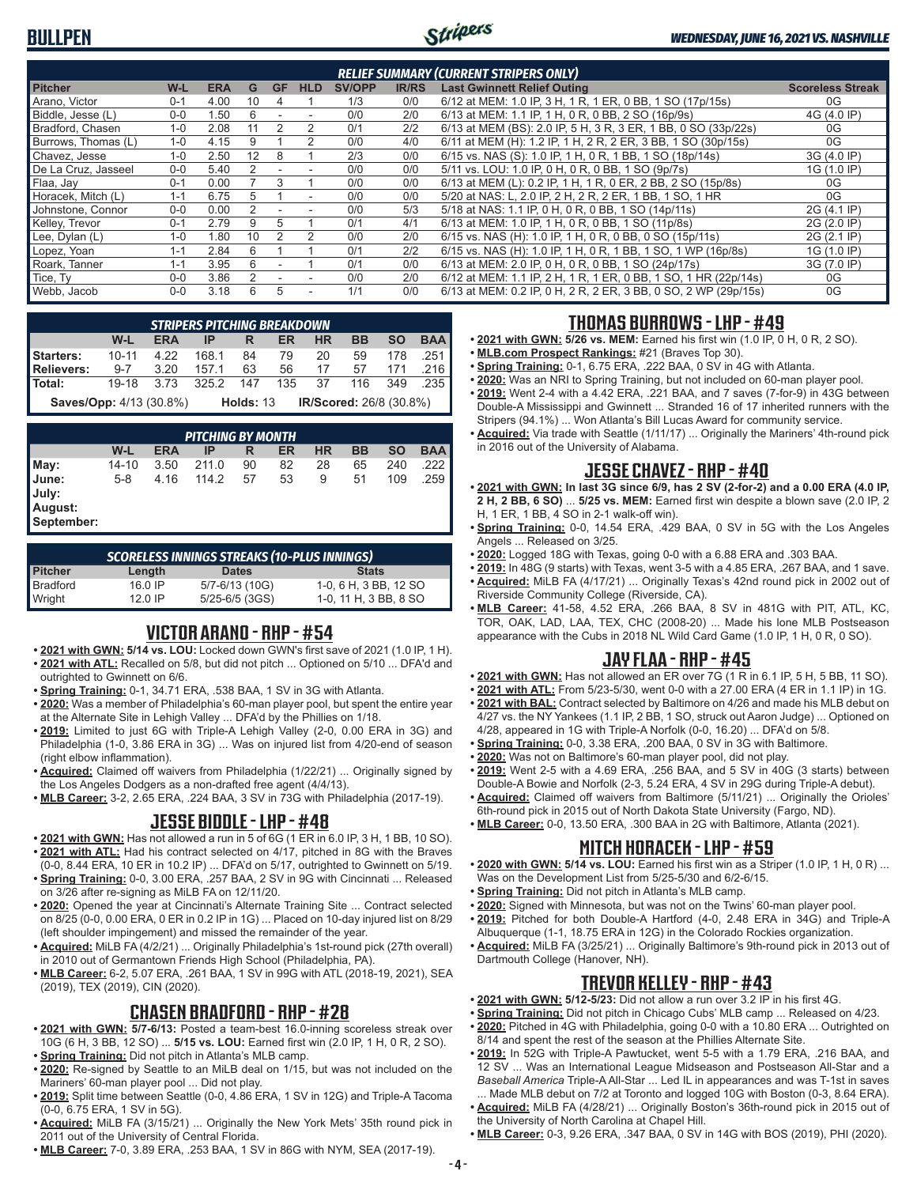# BULLPEN

### RELIEF SUMMARY (CURRENT STRIPERS ONLY)

| Pitcher | W-L | ERA | G | GF | HLD | SV/OPP | IR/RS | Last Gwinnett Relief Outing | Scoreless Streak |
|---|---|---|---|---|---|---|---|---|---|
| Arano, Victor | 0-1 | 4.00 | 10 | 4 | 1 | 1/3 | 0/0 | 6/12 at MEM: 1.0 IP, 3 H, 1 R, 1 ER, 0 BB, 1 SO (17p/15s) | 0G |
| Biddle, Jesse (L) | 0-0 | 1.50 | 6 | - | - | 0/0 | 2/0 | 6/13 at MEM: 1.1 IP, 1 H, 0 R, 0 BB, 2 SO (16p/9s) | 4G (4.0 IP) |
| Bradford, Chasen | 1-0 | 2.08 | 11 | 2 | 2 | 0/1 | 2/2 | 6/13 at MEM (BS): 2.0 IP, 5 H, 3 R, 3 ER, 1 BB, 0 SO (33p/22s) | 0G |
| Burrows, Thomas (L) | 1-0 | 4.15 | 9 | 1 | 2 | 0/0 | 4/0 | 6/11 at MEM (H): 1.2 IP, 1 H, 2 R, 2 ER, 3 BB, 1 SO (30p/15s) | 0G |
| Chavez, Jesse | 1-0 | 2.50 | 12 | 8 | 1 | 2/3 | 0/0 | 6/15 vs. NAS (S): 1.0 IP, 1 H, 0 R, 1 BB, 1 SO (18p/14s) | 3G (4.0 IP) |
| De La Cruz, Jasseel | 0-0 | 5.40 | 2 | - | - | 0/0 | 0/0 | 5/11 vs. LOU: 1.0 IP, 0 H, 0 R, 0 BB, 1 SO (9p/7s) | 1G (1.0 IP) |
| Flaa, Jay | 0-1 | 0.00 | 7 | 3 | 1 | 0/0 | 0/0 | 6/13 at MEM (L): 0.2 IP, 1 H, 1 R, 0 ER, 2 BB, 2 SO (15p/8s) | 0G |
| Horacek, Mitch (L) | 1-1 | 6.75 | 5 | 1 | - | 0/0 | 0/0 | 5/20 at NAS: L, 2.0 IP, 2 H, 2 R, 2 ER, 1 BB, 1 SO, 1 HR | 0G |
| Johnstone, Connor | 0-0 | 0.00 | 2 | - | - | 0/0 | 5/3 | 5/18 at NAS: 1.1 IP, 0 H, 0 R, 0 BB, 1 SO (14p/11s) | 2G (4.1 IP) |
| Kelley, Trevor | 0-1 | 2.79 | 9 | 5 | 1 | 0/1 | 4/1 | 6/13 at MEM: 1.0 IP, 1 H, 0 R, 0 BB, 1 SO (11p/8s) | 2G (2.0 IP) |
| Lee, Dylan (L) | 1-0 | 1.80 | 10 | 2 | 2 | 0/0 | 2/0 | 6/15 vs. NAS (H): 1.0 IP, 1 H, 0 R, 0 BB, 0 SO (15p/11s) | 2G (2.1 IP) |
| Lopez, Yoan | 1-1 | 2.84 | 6 | 1 | 1 | 0/1 | 2/2 | 6/15 vs. NAS (H): 1.0 IP, 1 H, 0 R, 1 BB, 1 SO, 1 WP (16p/8s) | 1G (1.0 IP) |
| Roark, Tanner | 1-1 | 3.95 | 6 | - | 1 | 0/1 | 0/0 | 6/13 at MEM: 2.0 IP, 0 H, 0 R, 0 BB, 1 SO (24p/17s) | 3G (7.0 IP) |
| Tice, Ty | 0-0 | 3.86 | 2 | - | - | 0/0 | 2/0 | 6/12 at MEM: 1.1 IP, 2 H, 1 R, 1 ER, 0 BB, 1 SO, 1 HR (22p/14s) | 0G |
| Webb, Jacob | 0-0 | 3.18 | 6 | 5 | - | 1/1 | 0/0 | 6/13 at MEM: 0.2 IP, 0 H, 2 R, 2 ER, 3 BB, 0 SO, 2 WP (29p/15s) | 0G |

### STRIPERS PITCHING BREAKDOWN

| | W-L | ERA | IP | R | ER | HR | BB | SO | BAA |
|---|---|---|---|---|---|---|---|---|---|
| Starters: | 10-11 | 4.22 | 168.1 | 84 | 79 | 20 | 59 | 178 | .251 |
| Relievers: | 9-7 | 3.20 | 157.1 | 63 | 56 | 17 | 57 | 171 | .216 |
| Total: | 19-18 | 3.73 | 325.2 | 147 | 135 | 37 | 116 | 349 | .235 |

**Saves/Opp:** 4/13 (30.8%) **Holds:** 13 **IR/Scored:** 26/8 (30.8%)

### PITCHING BY MONTH

| | W-L | ERA | IP | R | ER | HR | BB | SO | BAA |
|---|---|---|---|---|---|---|---|---|---|
| May: | 14-10 | 3.50 | 211.0 | 90 | 82 | 28 | 65 | 240 | .222 |
| June: | 5-8 | 4.16 | 114.2 | 57 | 53 | 9 | 51 | 109 | .259 |
| July: | | | | | | | | | |
| August: | | | | | | | | | |
| September: | | | | | | | | | |

### SCORELESS INNINGS STREAKS (10-PLUS INNINGS)

| Pitcher | Length | Dates | Stats |
|---|---|---|---|
| Bradford | 16.0 IP | 5/7-6/13 (10G) | 1-0, 6 H, 3 BB, 12 SO |
| Wright | 12.0 IP | 5/25-6/5 (3GS) | 1-0, 11 H, 3 BB, 8 SO |

## VICTOR ARANO - RHP - #54

- **2021 with GWN: 5/14 vs. LOU:** Locked down GWN's first save of 2021 (1.0 IP, 1 H).
- **2021 with ATL:** Recalled on 5/8, but did not pitch ... Optioned on 5/10 ... DFA'd and outrighted to Gwinnett on 6/6.
- **Spring Training:** 0-1, 34.71 ERA, .538 BAA, 1 SV in 3G with Atlanta.
- **2020:** Was a member of Philadelphia's 60-man player pool, but spent the entire year at the Alternate Site in Lehigh Valley ... DFA'd by the Phillies on 1/18.
- **2019:** Limited to just 6G with Triple-A Lehigh Valley (2-0, 0.00 ERA in 3G) and Philadelphia (1-0, 3.86 ERA in 3G) ... Was on injured list from 4/20-end of season (right elbow inflammation).
- **Acquired:** Claimed off waivers from Philadelphia (1/22/21) ... Originally signed by the Los Angeles Dodgers as a non-drafted free agent (4/4/13).
- **MLB Career:** 3-2, 2.65 ERA, .224 BAA, 3 SV in 73G with Philadelphia (2017-19).

## JESSE BIDDLE - LHP - #48

- **2021 with GWN:** Has not allowed a run in 5 of 6G (1 ER in 6.0 IP, 3 H, 1 BB, 10 SO).
- **2021 with ATL:** Had his contract selected on 4/17, pitched in 8G with the Braves (0-0, 8.44 ERA, 10 ER in 10.2 IP) ... DFA'd on 5/17, outrighted to Gwinnett on 5/19.
- **Spring Training:** 0-0, 3.00 ERA, .257 BAA, 2 SV in 9G with Cincinnati ... Released on 3/26 after re-signing as MiLB FA on 12/11/20.
- **2020:** Opened the year at Cincinnati's Alternate Training Site ... Contract selected on 8/25 (0-0, 0.00 ERA, 0 ER in 0.2 IP in 1G) ... Placed on 10-day injured list on 8/29 (left shoulder impingement) and missed the remainder of the year.
- **Acquired:** MiLB FA (4/2/21) ... Originally Philadelphia's 1st-round pick (27th overall) in 2010 out of Germantown Friends High School (Philadelphia, PA).
- **MLB Career:** 6-2, 5.07 ERA, .261 BAA, 1 SV in 99G with ATL (2018-19, 2021), SEA (2019), TEX (2019), CIN (2020).

## CHASEN BRADFORD - RHP - #28

- **2021 with GWN: 5/7-6/13:** Posted a team-best 16.0-inning scoreless streak over 10G (6 H, 3 BB, 12 SO) ... **5/15 vs. LOU:** Earned first win (2.0 IP, 1 H, 0 R, 2 SO).
- **Spring Training:** Did not pitch in Atlanta's MLB camp.
- **2020:** Re-signed by Seattle to an MiLB deal on 1/15, but was not included on the Mariners' 60-man player pool ... Did not play.
- **2019:** Split time between Seattle (0-0, 4.86 ERA, 1 SV in 12G) and Triple-A Tacoma (0-0, 6.75 ERA, 1 SV in 5G).
- **Acquired:** MiLB FA (3/15/21) ... Originally the New York Mets' 35th round pick in 2011 out of the University of Central Florida.
- **MLB Career:** 7-0, 3.89 ERA, .253 BAA, 1 SV in 86G with NYM, SEA (2017-19).

## THOMAS BURROWS - LHP - #49

- **2021 with GWN: 5/26 vs. MEM:** Earned his first win (1.0 IP, 0 H, 0 R, 2 SO).
- **MLB.com Prospect Rankings:** #21 (Braves Top 30).
- **Spring Training:** 0-1, 6.75 ERA, .222 BAA, 0 SV in 4G with Atlanta.
- **2020:** Was an NRI to Spring Training, but not included on 60-man player pool.
- **2019:** Went 2-4 with a 4.42 ERA, .221 BAA, and 7 saves (7-for-9) in 43G between Double-A Mississippi and Gwinnett ... Stranded 16 of 17 inherited runners with the Stripers (94.1%) ... Won Atlanta's Bill Lucas Award for community service.
- **Acquired:** Via trade with Seattle (1/11/17) ... Originally the Mariners' 4th-round pick in 2016 out of the University of Alabama.

## JESSE CHAVEZ - RHP - #40

- **2021 with GWN: In last 3G since 6/9, has 2 SV (2-for-2) and a 0.00 ERA (4.0 IP, 2 H, 2 BB, 6 SO)** ... **5/25 vs. MEM:** Earned first win despite a blown save (2.0 IP, 2 H, 1 ER, 1 BB, 4 SO in 2-1 walk-off win).
- **Spring Training:** 0-0, 14.54 ERA, .429 BAA, 0 SV in 5G with the Los Angeles Angels ... Released on 3/25.
- **2020:** Logged 18G with Texas, going 0-0 with a 6.88 ERA and .303 BAA.
- **2019:** In 48G (9 starts) with Texas, went 3-5 with a 4.85 ERA, .267 BAA, and 1 save.
- **Acquired:** MiLB FA (4/17/21) ... Originally Texas's 42nd round pick in 2002 out of Riverside Community College (Riverside, CA).
- **MLB Career:** 41-58, 4.52 ERA, .266 BAA, 8 SV in 481G with PIT, ATL, KC, TOR, OAK, LAD, LAA, TEX, CHC (2008-20) ... Made his lone MLB Postseason appearance with the Cubs in 2018 NL Wild Card Game (1.0 IP, 1 H, 0 R, 0 SO).

## JAY FLAA - RHP - #45

- **2021 with GWN:** Has not allowed an ER over 7G (1 R in 6.1 IP, 5 H, 5 BB, 11 SO).
- **2021 with ATL:** From 5/23-5/30, went 0-0 with a 27.00 ERA (4 ER in 1.1 IP) in 1G.
- **2021 with BAL:** Contract selected by Baltimore on 4/26 and made his MLB debut on 4/27 vs. the NY Yankees (1.1 IP, 2 BB, 1 SO, struck out Aaron Judge) ... Optioned on 4/28, appeared in 1G with Triple-A Norfolk (0-0, 16.20) ... DFA'd on 5/8.
- **Spring Training:** 0-0, 3.38 ERA, .200 BAA, 0 SV in 3G with Baltimore.
- **2020:** Was not on Baltimore's 60-man player pool, did not play.
- **2019:** Went 2-5 with a 4.69 ERA, .256 BAA, and 5 SV in 40G (3 starts) between Double-A Bowie and Norfolk (2-3, 5.24 ERA, 4 SV in 29G during Triple-A debut).
- **Acquired:** Claimed off waivers from Baltimore (5/11/21) ... Originally the Orioles' 6th-round pick in 2015 out of North Dakota State University (Fargo, ND).
- **MLB Career:** 0-0, 13.50 ERA, .300 BAA in 2G with Baltimore, Atlanta (2021).

## MITCH HORACEK - LHP - #59

- **2020 with GWN: 5/14 vs. LOU:** Earned his first win as a Striper (1.0 IP, 1 H, 0 R) ... Was on the Development List from 5/25-5/30 and 6/2-6/15.
- **Spring Training:** Did not pitch in Atlanta's MLB camp.
- **2020:** Signed with Minnesota, but was not on the Twins' 60-man player pool.
- **2019:** Pitched for both Double-A Hartford (4-0, 2.48 ERA in 34G) and Triple-A Albuquerque (1-1, 18.75 ERA in 12G) in the Colorado Rockies organization.
- **Acquired:** MiLB FA (3/25/21) ... Originally Baltimore's 9th-round pick in 2013 out of Dartmouth College (Hanover, NH).

## TREVOR KELLEY - RHP - #43

- **2021 with GWN: 5/12-5/23:** Did not allow a run over 3.2 IP in his first 4G.
- **Spring Training:** Did not pitch in Chicago Cubs' MLB camp ... Released on 4/23.
- **2020:** Pitched in 4G with Philadelphia, going 0-0 with a 10.80 ERA ... Outrighted on 8/14 and spent the rest of the season at the Phillies Alternate Site.
- **2019:** In 52G with Triple-A Pawtucket, went 5-5 with a 1.79 ERA, .216 BAA, and 12 SV ... Was an International League Midseason and Postseason All-Star and a *Baseball America* Triple-A All-Star ... Led IL in appearances and was T-1st in saves ... Made MLB debut on 7/2 at Toronto and logged 10G with Boston (0-3, 8.64 ERA).
- **Acquired:** MiLB FA (4/28/21) ... Originally Boston's 36th-round pick in 2015 out of the University of North Carolina at Chapel Hill.
- **MLB Career:** 0-3, 9.26 ERA, .347 BAA, 0 SV in 14G with BOS (2019), PHI (2020).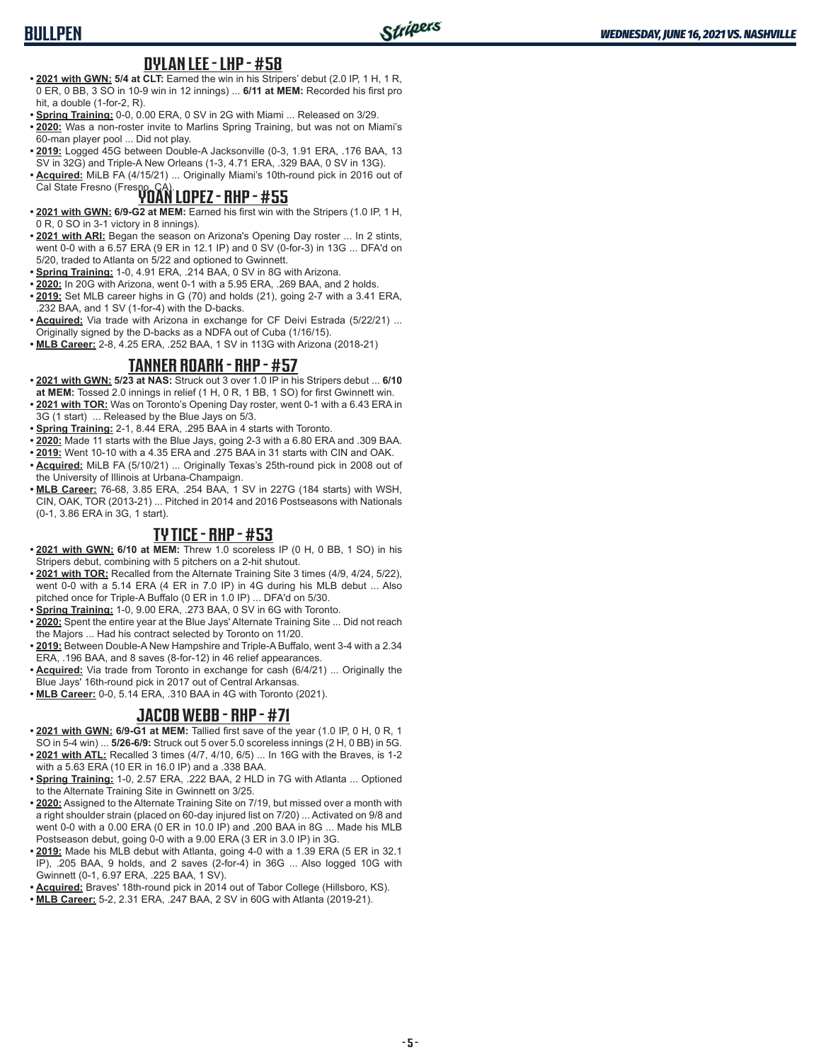## DYLAN LEE - LHP - #58

- **2021 with GWN:** **5/4 at CLT:** Earned the win in his Stripers' debut (2.0 IP, 1 H, 1 R, 0 ER, 0 BB, 3 SO in 10-9 win in 12 innings) ... **6/11 at MEM:** Recorded his first pro hit, a double (1-for-2, R).
- **Spring Training:** 0-0, 0.00 ERA, 0 SV in 2G with Miami ... Released on 3/29.
- **2020:** Was a non-roster invite to Marlins Spring Training, but was not on Miami's 60-man player pool ... Did not play.
- **2019:** Logged 45G between Double-A Jacksonville (0-3, 1.91 ERA, .176 BAA, 13 SV in 32G) and Triple-A New Orleans (1-3, 4.71 ERA, .329 BAA, 0 SV in 13G).
- **Acquired:** MiLB FA (4/15/21) ... Originally Miami's 10th-round pick in 2016 out of Cal State Fresno (Fresno, CA).

## YOAN LOPEZ - RHP - #55

- **2021 with GWN:** **6/9-G2 at MEM:** Earned his first win with the Stripers (1.0 IP, 1 H, 0 R, 0 SO in 3-1 victory in 8 innings).
- **2021 with ARI:** Began the season on Arizona's Opening Day roster ... In 2 stints, went 0-0 with a 6.57 ERA (9 ER in 12.1 IP) and 0 SV (0-for-3) in 13G ... DFA'd on 5/20, traded to Atlanta on 5/22 and optioned to Gwinnett.
- **Spring Training:** 1-0, 4.91 ERA, .214 BAA, 0 SV in 8G with Arizona.
- **2020:** In 20G with Arizona, went 0-1 with a 5.95 ERA, .269 BAA, and 2 holds.
- **2019:** Set MLB career highs in G (70) and holds (21), going 2-7 with a 3.41 ERA, .232 BAA, and 1 SV (1-for-4) with the D-backs.
- **Acquired:** Via trade with Arizona in exchange for CF Deivi Estrada (5/22/21) ... Originally signed by the D-backs as a NDFA out of Cuba (1/16/15).
- **MLB Career:** 2-8, 4.25 ERA, .252 BAA, 1 SV in 113G with Arizona (2018-21)

## TANNER ROARK - RHP - #57

- **2021 with GWN:** **5/23 at NAS:** Struck out 3 over 1.0 IP in his Stripers debut ... **6/10 at MEM:** Tossed 2.0 innings in relief (1 H, 0 R, 1 BB, 1 SO) for first Gwinnett win.
- **2021 with TOR:** Was on Toronto's Opening Day roster, went 0-1 with a 6.43 ERA in 3G (1 start) ... Released by the Blue Jays on 5/3.
- **Spring Training:** 2-1, 8.44 ERA, .295 BAA in 4 starts with Toronto.
- **2020:** Made 11 starts with the Blue Jays, going 2-3 with a 6.80 ERA and .309 BAA.
- **2019:** Went 10-10 with a 4.35 ERA and .275 BAA in 31 starts with CIN and OAK.
- **Acquired:** MiLB FA (5/10/21) ... Originally Texas's 25th-round pick in 2008 out of the University of Illinois at Urbana-Champaign.
- **MLB Career:** 76-68, 3.85 ERA, .254 BAA, 1 SV in 227G (184 starts) with WSH, CIN, OAK, TOR (2013-21) ... Pitched in 2014 and 2016 Postseasons with Nationals (0-1, 3.86 ERA in 3G, 1 start).

## TY TICE - RHP - #53

- **2021 with GWN:** **6/10 at MEM:** Threw 1.0 scoreless IP (0 H, 0 BB, 1 SO) in his Stripers debut, combining with 5 pitchers on a 2-hit shutout.
- **2021 with TOR:** Recalled from the Alternate Training Site 3 times (4/9, 4/24, 5/22), went 0-0 with a 5.14 ERA (4 ER in 7.0 IP) in 4G during his MLB debut ... Also pitched once for Triple-A Buffalo (0 ER in 1.0 IP) ... DFA'd on 5/30.
- **Spring Training:** 1-0, 9.00 ERA, .273 BAA, 0 SV in 6G with Toronto.
- **2020:** Spent the entire year at the Blue Jays' Alternate Training Site ... Did not reach the Majors ... Had his contract selected by Toronto on 11/20.
- **2019:** Between Double-A New Hampshire and Triple-A Buffalo, went 3-4 with a 2.34 ERA, .196 BAA, and 8 saves (8-for-12) in 46 relief appearances.
- **Acquired:** Via trade from Toronto in exchange for cash (6/4/21) ... Originally the Blue Jays' 16th-round pick in 2017 out of Central Arkansas.
- **MLB Career:** 0-0, 5.14 ERA, .310 BAA in 4G with Toronto (2021).

## JACOB WEBB - RHP - #71

- **2021 with GWN:** **6/9-G1 at MEM:** Tallied first save of the year (1.0 IP, 0 H, 0 R, 1 SO in 5-4 win) ... **5/26-6/9:** Struck out 5 over 5.0 scoreless innings (2 H, 0 BB) in 5G.
- **2021 with ATL:** Recalled 3 times (4/7, 4/10, 6/5) ... In 16G with the Braves, is 1-2 with a 5.63 ERA (10 ER in 16.0 IP) and a .338 BAA.
- **Spring Training:** 1-0, 2.57 ERA, .222 BAA, 2 HLD in 7G with Atlanta ... Optioned to the Alternate Training Site in Gwinnett on 3/25.
- **2020:** Assigned to the Alternate Training Site on 7/19, but missed over a month with a right shoulder strain (placed on 60-day injured list on 7/20) ... Activated on 9/8 and went 0-0 with a 0.00 ERA (0 ER in 10.0 IP) and .200 BAA in 8G ... Made his MLB Postseason debut, going 0-0 with a 9.00 ERA (3 ER in 3.0 IP) in 3G.
- **2019:** Made his MLB debut with Atlanta, going 4-0 with a 1.39 ERA (5 ER in 32.1 IP), .205 BAA, 9 holds, and 2 saves (2-for-4) in 36G ... Also logged 10G with Gwinnett (0-1, 6.97 ERA, .225 BAA, 1 SV).
- **Acquired:** Braves' 18th-round pick in 2014 out of Tabor College (Hillsboro, KS).
- **MLB Career:** 5-2, 2.31 ERA, .247 BAA, 2 SV in 60G with Atlanta (2019-21).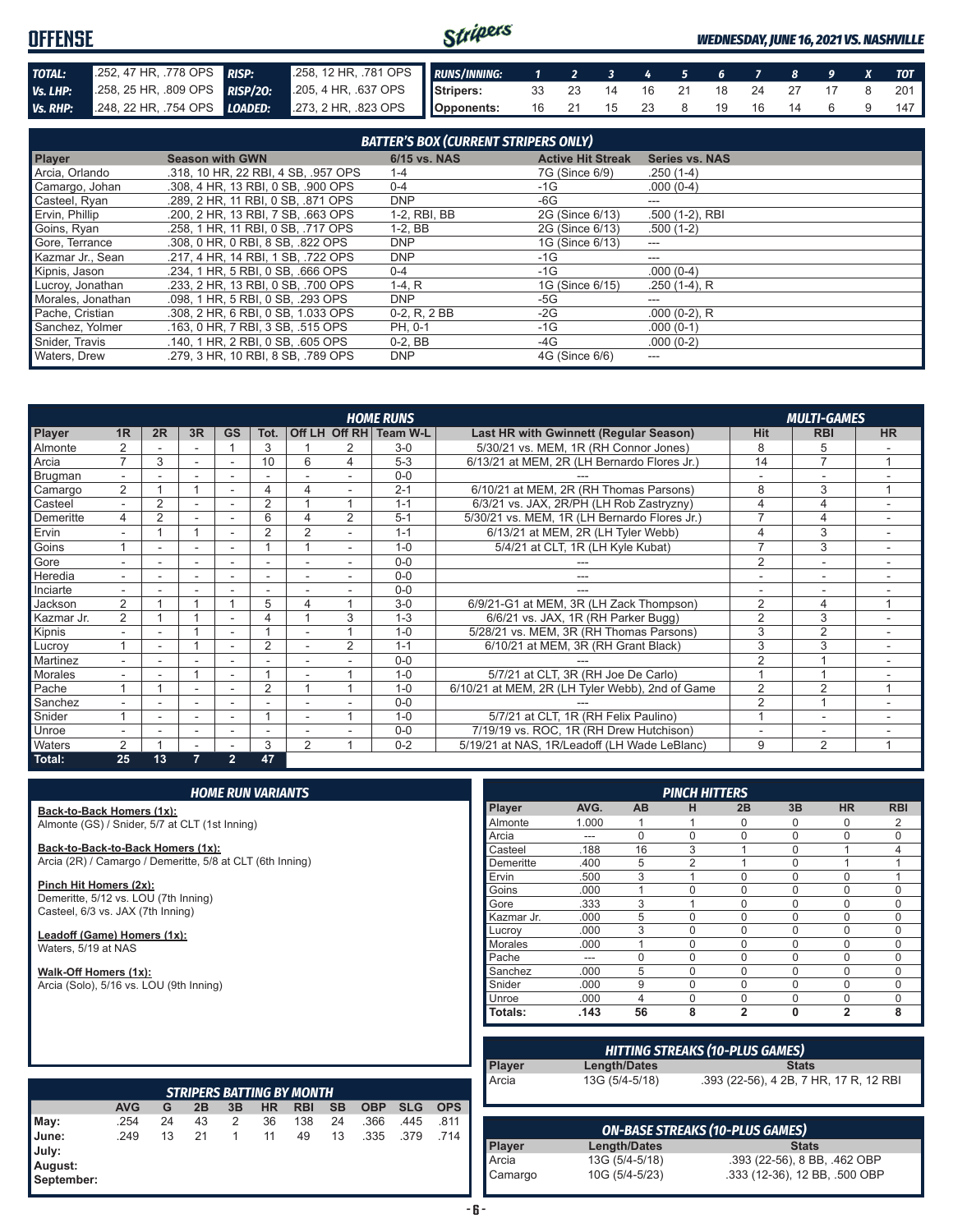# OFFENSE

*WEDNESDAY, JUNE 16, 2021 VS. NASHVILLE*

| | | | |
|---|---|---|---|
| **TOTAL:** | .252, 47 HR, .778 OPS | **RISP:** | .258, 12 HR, .781 OPS |
| **Vs. LHP:** | .258, 25 HR, .809 OPS | **RISP/2O:** | .205, 4 HR, .637 OPS |
| **Vs. RHP:** | .248, 22 HR, .754 OPS | **LOADED:** | .273, 2 HR, .823 OPS |

| RUNS/INNING: | 1 | 2 | 3 | 4 | 5 | 6 | 7 | 8 | 9 | X | TOT |
|---|---|---|---|---|---|---|---|---|---|---|---|
| Stripers: | 33 | 23 | 14 | 16 | 21 | 18 | 24 | 27 | 17 | 8 | 201 |
| Opponents: | 16 | 21 | 15 | 23 | 8 | 19 | 16 | 14 | 6 | 9 | 147 |

## BATTER'S BOX (CURRENT STRIPERS ONLY)

| Player | Season with GWN | 6/15 vs. NAS | Active Hit Streak | Series vs. NAS |
|---|---|---|---|---|
| Arcia, Orlando | .318, 10 HR, 22 RBI, 4 SB, .957 OPS | 1-4 | 7G (Since 6/9) | .250 (1-4) |
| Camargo, Johan | .308, 4 HR, 13 RBI, 0 SB, .900 OPS | 0-4 | -1G | .000 (0-4) |
| Casteel, Ryan | .289, 2 HR, 11 RBI, 0 SB, .871 OPS | DNP | -6G | --- |
| Ervin, Phillip | .200, 2 HR, 13 RBI, 7 SB, .663 OPS | 1-2, RBI, BB | 2G (Since 6/13) | .500 (1-2), RBI |
| Goins, Ryan | .258, 1 HR, 11 RBI, 0 SB, .717 OPS | 1-2, BB | 2G (Since 6/13) | .500 (1-2) |
| Gore, Terrance | .308, 0 HR, 0 RBI, 8 SB, .822 OPS | DNP | 1G (Since 6/13) | --- |
| Kazmar Jr., Sean | .217, 4 HR, 14 RBI, 1 SB, .722 OPS | DNP | -1G | --- |
| Kipnis, Jason | .234, 1 HR, 5 RBI, 0 SB, .666 OPS | 0-4 | -1G | .000 (0-4) |
| Lucroy, Jonathan | .233, 2 HR, 13 RBI, 0 SB, .700 OPS | 1-4, R | 1G (Since 6/15) | .250 (1-4), R |
| Morales, Jonathan | .098, 1 HR, 5 RBI, 0 SB, .293 OPS | DNP | -5G | --- |
| Pache, Cristian | .308, 2 HR, 6 RBI, 0 SB, 1.033 OPS | 0-2, R, 2 BB | -2G | .000 (0-2), R |
| Sanchez, Yolmer | .163, 0 HR, 7 RBI, 3 SB, .515 OPS | PH, 0-1 | -1G | .000 (0-1) |
| Snider, Travis | .140, 1 HR, 2 RBI, 0 SB, .605 OPS | 0-2, BB | -4G | .000 (0-2) |
| Waters, Drew | .279, 3 HR, 10 RBI, 8 SB, .789 OPS | DNP | 4G (Since 6/6) | --- |

## HOME RUNS / MULTI-GAMES

| Player | 1R | 2R | 3R | GS | Tot. | Off LH | Off RH | Team W-L | Last HR with Gwinnett (Regular Season) | Hit | RBI | HR |
|---|---|---|---|---|---|---|---|---|---|---|---|---|
| Almonte | 2 | - | - | 1 | 3 | 1 | 2 | 3-0 | 5/30/21 vs. MEM, 1R (RH Connor Jones) | 8 | 5 | - |
| Arcia | 7 | 3 | - | - | 10 | 6 | 4 | 5-3 | 6/13/21 at MEM, 2R (LH Bernardo Flores Jr.) | 14 | 7 | 1 |
| Brugman | - | - | - | - | - | - | - | 0-0 | --- | - | - | - |
| Camargo | 2 | 1 | 1 | - | 4 | 4 | - | 2-1 | 6/10/21 at MEM, 2R (RH Thomas Parsons) | 8 | 3 | 1 |
| Casteel | - | 2 | - | - | 2 | 1 | 1 | 1-1 | 6/3/21 vs. JAX, 2R/PH (LH Rob Zastryzny) | 4 | 4 | - |
| Demeritte | 4 | 2 | - | - | 6 | 4 | 2 | 5-1 | 5/30/21 vs. MEM, 1R (LH Bernardo Flores Jr.) | 7 | 4 | - |
| Ervin | - | 1 | 1 | - | 2 | 2 | - | 1-1 | 6/13/21 at MEM, 2R (LH Tyler Webb) | 4 | 3 | - |
| Goins | 1 | - | - | - | 1 | 1 | - | 1-0 | 5/4/21 at CLT, 1R (LH Kyle Kubat) | 7 | 3 | - |
| Gore | - | - | - | - | - | - | - | 0-0 | --- | 2 | - | - |
| Heredia | - | - | - | - | - | - | - | 0-0 | --- | - | - | - |
| Inciarte | - | - | - | - | - | - | - | 0-0 | --- | - | - | - |
| Jackson | 2 | 1 | 1 | 1 | 5 | 4 | 1 | 3-0 | 6/9/21-G1 at MEM, 3R (LH Zack Thompson) | 2 | 4 | 1 |
| Kazmar Jr. | 2 | 1 | 1 | - | 4 | 1 | 3 | 1-3 | 6/6/21 vs. JAX, 1R (RH Parker Bugg) | 2 | 3 | - |
| Kipnis | - | - | 1 | - | 1 | - | 1 | 1-0 | 5/28/21 vs. MEM, 3R (RH Thomas Parsons) | 3 | 2 | - |
| Lucroy | 1 | - | 1 | - | 2 | - | 2 | 1-1 | 6/10/21 at MEM, 3R (RH Grant Black) | 3 | 3 | - |
| Martinez | - | - | - | - | - | - | - | 0-0 | --- | 2 | 1 | - |
| Morales | - | - | 1 | - | 1 | - | 1 | 1-0 | 5/7/21 at CLT, 3R (RH Joe De Carlo) | 1 | 1 | - |
| Pache | 1 | 1 | - | - | 2 | 1 | 1 | 1-0 | 6/10/21 at MEM, 2R (LH Tyler Webb), 2nd of Game | 2 | 2 | 1 |
| Sanchez | - | - | - | - | - | - | - | 0-0 | --- | 2 | 1 | - |
| Snider | 1 | - | - | - | 1 | - | 1 | 1-0 | 5/7/21 at CLT, 1R (RH Felix Paulino) | 1 | - | - |
| Unroe | - | - | - | - | - | - | - | 0-0 | 7/19/19 vs. ROC, 1R (RH Drew Hutchison) | - | - | - |
| Waters | 2 | 1 | - | - | 3 | 2 | 1 | 0-2 | 5/19/21 at NAS, 1R/Leadoff (LH Wade LeBlanc) | 9 | 2 | 1 |
| **Total:** | 25 | 13 | 7 | 2 | 47 | | | | | | | |

## HOME RUN VARIANTS

**Back-to-Back Homers (1x):**
Almonte (GS) / Snider, 5/7 at CLT (1st Inning)

**Back-to-Back-to-Back Homers (1x):**
Arcia (2R) / Camargo / Demeritte, 5/8 at CLT (6th Inning)

**Pinch Hit Homers (2x):**
Demeritte, 5/12 vs. LOU (7th Inning)
Casteel, 6/3 vs. JAX (7th Inning)

**Leadoff (Game) Homers (1x):**
Waters, 5/19 at NAS

**Walk-Off Homers (1x):**
Arcia (Solo), 5/16 vs. LOU (9th Inning)

## PINCH HITTERS

| Player | AVG. | AB | H | 2B | 3B | HR | RBI |
|---|---|---|---|---|---|---|---|
| Almonte | 1.000 | 1 | 1 | 0 | 0 | 0 | 2 |
| Arcia | --- | 0 | 0 | 0 | 0 | 0 | 0 |
| Casteel | .188 | 16 | 3 | 1 | 0 | 1 | 4 |
| Demeritte | .400 | 5 | 2 | 1 | 0 | 1 | 1 |
| Ervin | .500 | 3 | 1 | 0 | 0 | 0 | 1 |
| Goins | .000 | 1 | 0 | 0 | 0 | 0 | 0 |
| Gore | .333 | 3 | 1 | 0 | 0 | 0 | 0 |
| Kazmar Jr. | .000 | 5 | 0 | 0 | 0 | 0 | 0 |
| Lucroy | .000 | 3 | 0 | 0 | 0 | 0 | 0 |
| Morales | .000 | 1 | 0 | 0 | 0 | 0 | 0 |
| Pache | --- | 0 | 0 | 0 | 0 | 0 | 0 |
| Sanchez | .000 | 5 | 0 | 0 | 0 | 0 | 0 |
| Snider | .000 | 9 | 0 | 0 | 0 | 0 | 0 |
| Unroe | .000 | 4 | 0 | 0 | 0 | 0 | 0 |
| **Totals:** | .143 | 56 | 8 | 2 | 0 | 2 | 8 |

## HITTING STREAKS (10-PLUS GAMES)

| Player | Length/Dates | Stats |
|---|---|---|
| Arcia | 13G (5/4-5/18) | .393 (22-56), 4 2B, 7 HR, 17 R, 12 RBI |

## STRIPERS BATTING BY MONTH

| | AVG | G | 2B | 3B | HR | RBI | SB | OBP | SLG | OPS |
|---|---|---|---|---|---|---|---|---|---|---|
| May: | .254 | 24 | 43 | 2 | 36 | 138 | 24 | .366 | .445 | .811 |
| June: | .249 | 13 | 21 | 1 | 11 | 49 | 13 | .335 | .379 | .714 |
| July: | | | | | | | | | | |
| August: | | | | | | | | | | |
| September: | | | | | | | | | | |

## ON-BASE STREAKS (10-PLUS GAMES)

| Player | Length/Dates | Stats |
|---|---|---|
| Arcia | 13G (5/4-5/18) | .393 (22-56), 8 BB, .462 OBP |
| Camargo | 10G (5/4-5/23) | .333 (12-36), 12 BB, .500 OBP |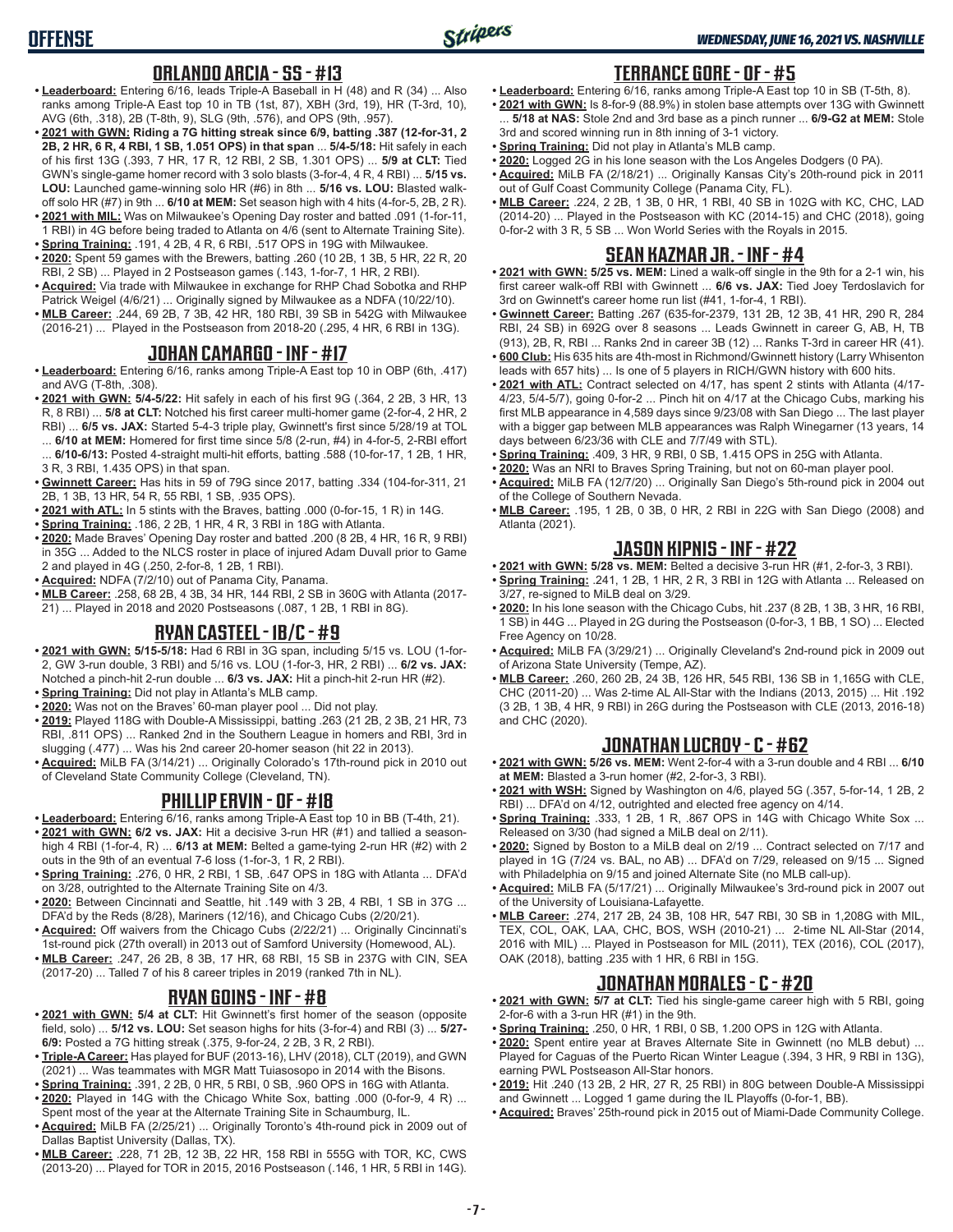## ORLANDO ARCIA - SS - #13

- **Leaderboard:** Entering 6/16, leads Triple-A Baseball in H (48) and R (34) ... Also ranks among Triple-A East top 10 in TB (1st, 87), XBH (3rd, 19), HR (T-3rd, 10), AVG (6th, .318), 2B (T-8th, 9), SLG (9th, .576), and OPS (9th, .957).
- **2021 with GWN: Riding a 7G hitting streak since 6/9, batting .387 (12-for-31, 2 2B, 2 HR, 6 R, 4 RBI, 1 SB, 1.051 OPS) in that span** ... **5/4-5/18:** Hit safely in each of his first 13G (.393, 7 HR, 17 R, 12 RBI, 2 SB, 1.301 OPS) ... **5/9 at CLT:** Tied GWN's single-game homer record with 3 solo blasts (3-for-4, 4 R, 4 RBI) ... **5/15 vs. LOU:** Launched game-winning solo HR (#6) in 8th ... **5/16 vs. LOU:** Blasted walk-off solo HR (#7) in 9th ... **6/10 at MEM:** Set season high with 4 hits (4-for-5, 2B, 2 R).
- **2021 with MIL:** Was on Milwaukee's Opening Day roster and batted .091 (1-for-11, 1 RBI) in 4G before being traded to Atlanta on 4/6 (sent to Alternate Training Site).
- **Spring Training:** .191, 4 2B, 4 R, 6 RBI, .517 OPS in 19G with Milwaukee.
- **2020:** Spent 59 games with the Brewers, batting .260 (10 2B, 1 3B, 5 HR, 22 R, 20 RBI, 2 SB) ... Played in 2 Postseason games (.143, 1-for-7, 1 HR, 2 RBI).
- **Acquired:** Via trade with Milwaukee in exchange for RHP Chad Sobotka and RHP Patrick Weigel (4/6/21) ... Originally signed by Milwaukee as a NDFA (10/22/10).
- **MLB Career:** .244, 69 2B, 7 3B, 42 HR, 180 RBI, 39 SB in 542G with Milwaukee (2016-21) ... Played in the Postseason from 2018-20 (.295, 4 HR, 6 RBI in 13G).

## JOHAN CAMARGO - INF - #17

- **Leaderboard:** Entering 6/16, ranks among Triple-A East top 10 in OBP (6th, .417) and AVG (T-8th, .308).
- **2021 with GWN: 5/4-5/22:** Hit safely in each of his first 9G (.364, 2 2B, 3 HR, 13 R, 8 RBI) ... **5/8 at CLT:** Notched his first career multi-homer game (2-for-4, 2 HR, 2 RBI) ... **6/5 vs. JAX:** Started 5-4-3 triple play, Gwinnett's first since 5/28/19 at TOL ... **6/10 at MEM:** Homered for first time since 5/8 (2-run, #4) in 4-for-5, 2-RBI effort ... **6/10-6/13:** Posted 4-straight multi-hit efforts, batting .588 (10-for-17, 1 2B, 1 HR, 3 R, 3 RBI, 1.435 OPS) in that span.
- **Gwinnett Career:** Has hits in 59 of 79G since 2017, batting .334 (104-for-311, 21 2B, 1 3B, 13 HR, 54 R, 55 RBI, 1 SB, .935 OPS).
- **2021 with ATL:** In 5 stints with the Braves, batting .000 (0-for-15, 1 R) in 14G.
- **Spring Training:** .186, 2 2B, 1 HR, 4 R, 3 RBI in 18G with Atlanta.
- **2020:** Made Braves' Opening Day roster and batted .200 (8 2B, 4 HR, 16 R, 9 RBI) in 35G ... Added to the NLCS roster in place of injured Adam Duvall prior to Game 2 and played in 4G (.250, 2-for-8, 1 2B, 1 RBI).
- **Acquired:** NDFA (7/2/10) out of Panama City, Panama.
- **MLB Career:** .258, 68 2B, 4 3B, 34 HR, 144 RBI, 2 SB in 360G with Atlanta (2017-21) ... Played in 2018 and 2020 Postseasons (.087, 1 2B, 1 RBI in 8G).

## RYAN CASTEEL - 1B/C - #9

- **2021 with GWN: 5/15-5/18:** Had 6 RBI in 3G span, including 5/15 vs. LOU (1-for-2, GW 3-run double, 3 RBI) and 5/16 vs. LOU (1-for-3, HR, 2 RBI) ... **6/2 vs. JAX:** Notched a pinch-hit 2-run double ... **6/3 vs. JAX:** Hit a pinch-hit 2-run HR (#2).
- **Spring Training:** Did not play in Atlanta's MLB camp.
- **2020:** Was not on the Braves' 60-man player pool ... Did not play.
- **2019:** Played 118G with Double-A Mississippi, batting .263 (21 2B, 2 3B, 21 HR, 73 RBI, .811 OPS) ... Ranked 2nd in the Southern League in homers and RBI, 3rd in slugging (.477) ... Was his 2nd career 20-homer season (hit 22 in 2013).
- **Acquired:** MiLB FA (3/14/21) ... Originally Colorado's 17th-round pick in 2010 out of Cleveland State Community College (Cleveland, TN).

## PHILLIP ERVIN - OF - #18

- **Leaderboard:** Entering 6/16, ranks among Triple-A East top 10 in BB (T-4th, 21).
- **2021 with GWN: 6/2 vs. JAX:** Hit a decisive 3-run HR (#1) and tallied a season-high 4 RBI (1-for-4, R) ... **6/13 at MEM:** Belted a game-tying 2-run HR (#2) with 2 outs in the 9th of an eventual 7-6 loss (1-for-3, 1 R, 2 RBI).
- **Spring Training:** .276, 0 HR, 2 RBI, 1 SB, .647 OPS in 18G with Atlanta ... DFA'd on 3/28, outrighted to the Alternate Training Site on 4/3.
- **2020:** Between Cincinnati and Seattle, hit .149 with 3 2B, 4 RBI, 1 SB in 37G ... DFA'd by the Reds (8/28), Mariners (12/16), and Chicago Cubs (2/20/21).
- **Acquired:** Off waivers from the Chicago Cubs (2/22/21) ... Originally Cincinnati's 1st-round pick (27th overall) in 2013 out of Samford University (Homewood, AL).
- **MLB Career:** .247, 26 2B, 8 3B, 17 HR, 68 RBI, 15 SB in 237G with CIN, SEA (2017-20) ... Talled 7 of his 8 career triples in 2019 (ranked 7th in NL).

## RYAN GOINS - INF - #8

- **2021 with GWN: 5/4 at CLT:** Hit Gwinnett's first homer of the season (opposite field, solo) ... **5/12 vs. LOU:** Set season highs for hits (3-for-4) and RBI (3) ... **5/27-6/9:** Posted a 7G hitting streak (.375, 9-for-24, 2 2B, 3 R, 2 RBI).
- **Triple-A Career:** Has played for BUF (2013-16), LHV (2018), CLT (2019), and GWN (2021) ... Was teammates with MGR Matt Tuiasosopo in 2014 with the Bisons.
- **Spring Training:** .391, 2 2B, 0 HR, 5 RBI, 0 SB, .960 OPS in 16G with Atlanta.
- **2020:** Played in 14G with the Chicago White Sox, batting .000 (0-for-9, 4 R) ... Spent most of the year at the Alternate Training Site in Schaumburg, IL.
- **Acquired:** MiLB FA (2/25/21) ... Originally Toronto's 4th-round pick in 2009 out of Dallas Baptist University (Dallas, TX).
- **MLB Career:** .228, 71 2B, 12 3B, 22 HR, 158 RBI in 555G with TOR, KC, CWS (2013-20) ... Played for TOR in 2015, 2016 Postseason (.146, 1 HR, 5 RBI in 14G).

## TERRANCE GORE - OF - #5

- **Leaderboard:** Entering 6/16, ranks among Triple-A East top 10 in SB (T-5th, 8).
- **2021 with GWN:** Is 8-for-9 (88.9%) in stolen base attempts over 13G with Gwinnett ... **5/18 at NAS:** Stole 2nd and 3rd base as a pinch runner ... **6/9-G2 at MEM:** Stole 3rd and scored winning run in 8th inning of 3-1 victory.
- **Spring Training:** Did not play in Atlanta's MLB camp.
- **2020:** Logged 2G in his lone season with the Los Angeles Dodgers (0 PA).
- **Acquired:** MiLB FA (2/18/21) ... Originally Kansas City's 20th-round pick in 2011 out of Gulf Coast Community College (Panama City, FL).
- **MLB Career:** .224, 2 2B, 1 3B, 0 HR, 1 RBI, 40 SB in 102G with KC, CHC, LAD (2014-20) ... Played in the Postseason with KC (2014-15) and CHC (2018), going 0-for-2 with 3 R, 5 SB ... Won World Series with the Royals in 2015.

## SEAN KAZMAR JR. - INF - #4

- **2021 with GWN: 5/25 vs. MEM:** Lined a walk-off single in the 9th for a 2-1 win, his first career walk-off RBI with Gwinnett ... **6/6 vs. JAX:** Tied Joey Terdoslavich for 3rd on Gwinnett's career home run list (#41, 1-for-4, 1 RBI).
- **Gwinnett Career:** Batting .267 (635-for-2379, 131 2B, 12 3B, 41 HR, 290 R, 284 RBI, 24 SB) in 692G over 8 seasons ... Leads Gwinnett in career G, AB, H, TB (913), 2B, R, RBI ... Ranks 2nd in career 3B (12) ... Ranks T-3rd in career HR (41).
- **600 Club:** His 635 hits are 4th-most in Richmond/Gwinnett history (Larry Whisenton leads with 657 hits) ... Is one of 5 players in RICH/GWN history with 600 hits.
- **2021 with ATL:** Contract selected on 4/17, has spent 2 stints with Atlanta (4/17-4/23, 5/4-5/7), going 0-for-2 ... Pinch hit on 4/17 at the Chicago Cubs, marking his first MLB appearance in 4,589 days since 9/23/08 with San Diego ... The last player with a bigger gap between MLB appearances was Ralph Winegarner (13 years, 14 days between 6/23/36 with CLE and 7/7/49 with STL).
- **Spring Training:** .409, 3 HR, 9 RBI, 0 SB, 1.415 OPS in 25G with Atlanta.
- **2020:** Was an NRI to Braves Spring Training, but not on 60-man player pool.
- **Acquired:** MiLB FA (12/7/20) ... Originally San Diego's 5th-round pick in 2004 out of the College of Southern Nevada.
- **MLB Career:** .195, 1 2B, 0 3B, 0 HR, 2 RBI in 22G with San Diego (2008) and Atlanta (2021).

## JASON KIPNIS - INF - #22

- **2021 with GWN: 5/28 vs. MEM:** Belted a decisive 3-run HR (#1, 2-for-3, 3 RBI).
- **Spring Training:** .241, 1 2B, 1 HR, 2 R, 3 RBI in 12G with Atlanta ... Released on 3/27, re-signed to MiLB deal on 3/29.
- **2020:** In his lone season with the Chicago Cubs, hit .237 (8 2B, 1 3B, 3 HR, 16 RBI, 1 SB) in 44G ... Played in 2G during the Postseason (0-for-3, 1 BB, 1 SO) ... Elected Free Agency on 10/28.
- **Acquired:** MiLB FA (3/29/21) ... Originally Cleveland's 2nd-round pick in 2009 out of Arizona State University (Tempe, AZ).
- **MLB Career:** .260, 260 2B, 24 3B, 126 HR, 545 RBI, 136 SB in 1,165G with CLE, CHC (2011-20) ... Was 2-time AL All-Star with the Indians (2013, 2015) ... Hit .192 (3 2B, 1 3B, 4 HR, 9 RBI) in 26G during the Postseason with CLE (2013, 2016-18) and CHC (2020).

## JONATHAN LUCROY - C - #62

- **2021 with GWN: 5/26 vs. MEM:** Went 2-for-4 with a 3-run double and 4 RBI ... **6/10 at MEM:** Blasted a 3-run homer (#2, 2-for-3, 3 RBI).
- **2021 with WSH:** Signed by Washington on 4/6, played 5G (.357, 5-for-14, 1 2B, 2 RBI) ... DFA'd on 4/12, outrighted and elected free agency on 4/14.
- **Spring Training:** .333, 1 2B, 1 R, .867 OPS in 14G with Chicago White Sox ... Released on 3/30 (had signed a MiLB deal on 2/11).
- **2020:** Signed by Boston to a MiLB deal on 2/19 ... Contract selected on 7/17 and played in 1G (7/24 vs. BAL, no AB) ... DFA'd on 7/29, released on 9/15 ... Signed with Philadelphia on 9/15 and joined Alternate Site (no MLB call-up).
- **Acquired:** MiLB FA (5/17/21) ... Originally Milwaukee's 3rd-round pick in 2007 out of the University of Louisiana-Lafayette.
- **MLB Career:** .274, 217 2B, 24 3B, 108 HR, 547 RBI, 30 SB in 1,208G with MIL, TEX, COL, OAK, LAA, CHC, BOS, WSH (2010-21) ... 2-time NL All-Star (2014, 2016 with MIL) ... Played in Postseason for MIL (2011), TEX (2016), COL (2017), OAK (2018), batting .235 with 1 HR, 6 RBI in 15G.

## JONATHAN MORALES - C - #20

- **2021 with GWN: 5/7 at CLT:** Tied his single-game career high with 5 RBI, going 2-for-6 with a 3-run HR (#1) in the 9th.
- **Spring Training:** .250, 0 HR, 1 RBI, 0 SB, 1.200 OPS in 12G with Atlanta.
- **2020:** Spent entire year at Braves Alternate Site in Gwinnett (no MLB debut) ... Played for Caguas of the Puerto Rican Winter League (.394, 3 HR, 9 RBI in 13G), earning PWL Postseason All-Star honors.
- **2019:** Hit .240 (13 2B, 2 HR, 27 R, 25 RBI) in 80G between Double-A Mississippi and Gwinnett ... Logged 1 game during the IL Playoffs (0-for-1, BB).
- **Acquired:** Braves' 25th-round pick in 2015 out of Miami-Dade Community College.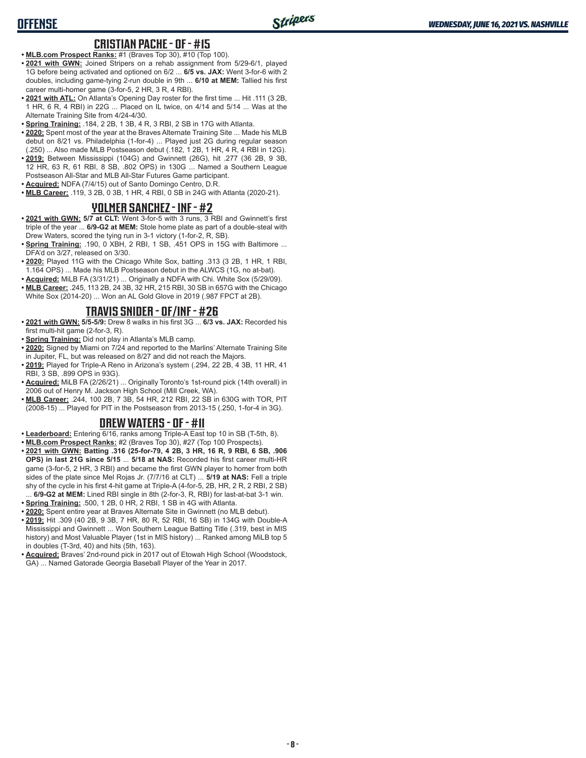## CRISTIAN PACHE - OF - #15

- **MLB.com Prospect Ranks:** #1 (Braves Top 30), #10 (Top 100).
- **2021 with GWN:** Joined Stripers on a rehab assignment from 5/29-6/1, played 1G before being activated and optioned on 6/2 ... **6/5 vs. JAX:** Went 3-for-6 with 2 doubles, including game-tying 2-run double in 9th ... **6/10 at MEM:** Tallied his first career multi-homer game (3-for-5, 2 HR, 3 R, 4 RBI).
- **2021 with ATL:** On Atlanta's Opening Day roster for the first time ... Hit .111 (3 2B, 1 HR, 6 R, 4 RBI) in 22G ... Placed on IL twice, on 4/14 and 5/14 ... Was at the Alternate Training Site from 4/24-4/30.
- **Spring Training:** .184, 2 2B, 1 3B, 4 R, 3 RBI, 2 SB in 17G with Atlanta.
- **2020:** Spent most of the year at the Braves Alternate Training Site ... Made his MLB debut on 8/21 vs. Philadelphia (1-for-4) ... Played just 2G during regular season (.250) ... Also made MLB Postseason debut (.182, 1 2B, 1 HR, 4 R, 4 RBI in 12G).
- **2019:** Between Mississippi (104G) and Gwinnett (26G), hit .277 (36 2B, 9 3B, 12 HR, 63 R, 61 RBI, 8 SB, .802 OPS) in 130G ... Named a Southern League Postseason All-Star and MLB All-Star Futures Game participant.
- **Acquired:** NDFA (7/4/15) out of Santo Domingo Centro, D.R.
- **MLB Career:** .119, 3 2B, 0 3B, 1 HR, 4 RBI, 0 SB in 24G with Atlanta (2020-21).

## YOLMER SANCHEZ - INF - #2

- **2021 with GWN: 5/7 at CLT:** Went 3-for-5 with 3 runs, 3 RBI and Gwinnett's first triple of the year ... **6/9-G2 at MEM:** Stole home plate as part of a double-steal with Drew Waters, scored the tying run in 3-1 victory (1-for-2, R, SB).
- **Spring Training:** .190, 0 XBH, 2 RBI, 1 SB, .451 OPS in 15G with Baltimore ... DFA'd on 3/27, released on 3/30.
- **2020:** Played 11G with the Chicago White Sox, batting .313 (3 2B, 1 HR, 1 RBI, 1.164 OPS) ... Made his MLB Postseason debut in the ALWCS (1G, no at-bat).
- **Acquired:** MiLB FA (3/31/21) ... Originally a NDFA with Chi. White Sox (5/29/09).
- **MLB Career:** .245, 113 2B, 24 3B, 32 HR, 215 RBI, 30 SB in 657G with the Chicago White Sox (2014-20) ... Won an AL Gold Glove in 2019 (.987 FPCT at 2B).

## TRAVIS SNIDER - OF/INF - #26

- **2021 with GWN: 5/5-5/9:** Drew 8 walks in his first 3G ... **6/3 vs. JAX:** Recorded his first multi-hit game (2-for-3, R).
- **Spring Training:** Did not play in Atlanta's MLB camp.
- **2020:** Signed by Miami on 7/24 and reported to the Marlins' Alternate Training Site in Jupiter, FL, but was released on 8/27 and did not reach the Majors.
- **2019:** Played for Triple-A Reno in Arizona's system (.294, 22 2B, 4 3B, 11 HR, 41 RBI, 3 SB, .899 OPS in 93G).
- **Acquired:** MiLB FA (2/26/21) ... Originally Toronto's 1st-round pick (14th overall) in 2006 out of Henry M. Jackson High School (Mill Creek, WA).
- **MLB Career:** .244, 100 2B, 7 3B, 54 HR, 212 RBI, 22 SB in 630G with TOR, PIT (2008-15) ... Played for PIT in the Postseason from 2013-15 (.250, 1-for-4 in 3G).

## DREW WATERS - OF - #11

- **Leaderboard:** Entering 6/16, ranks among Triple-A East top 10 in SB (T-5th, 8).
- **MLB.com Prospect Ranks:** #2 (Braves Top 30), #27 (Top 100 Prospects).
- **2021 with GWN: Batting .316 (25-for-79, 4 2B, 3 HR, 16 R, 9 RBI, 6 SB, .906 OPS) in last 21G since 5/15** ... **5/18 at NAS:** Recorded his first career multi-HR game (3-for-5, 2 HR, 3 RBI) and became the first GWN player to homer from both sides of the plate since Mel Rojas Jr. (7/7/16 at CLT) ... **5/19 at NAS:** Fell a triple shy of the cycle in his first 4-hit game at Triple-A (4-for-5, 2B, HR, 2 R, 2 RBI, 2 SB) ... **6/9-G2 at MEM:** Lined RBI single in 8th (2-for-3, R, RBI) for last-at-bat 3-1 win.
- **Spring Training:** .500, 1 2B, 0 HR, 2 RBI, 1 SB in 4G with Atlanta.
- **2020:** Spent entire year at Braves Alternate Site in Gwinnett (no MLB debut).
- **2019:** Hit .309 (40 2B, 9 3B, 7 HR, 80 R, 52 RBI, 16 SB) in 134G with Double-A Mississippi and Gwinnett ... Won Southern League Batting Title (.319, best in MIS history) and Most Valuable Player (1st in MIS history) ... Ranked among MiLB top 5 in doubles (T-3rd, 40) and hits (5th, 163).
- **Acquired:** Braves' 2nd-round pick in 2017 out of Etowah High School (Woodstock, GA) ... Named Gatorade Georgia Baseball Player of the Year in 2017.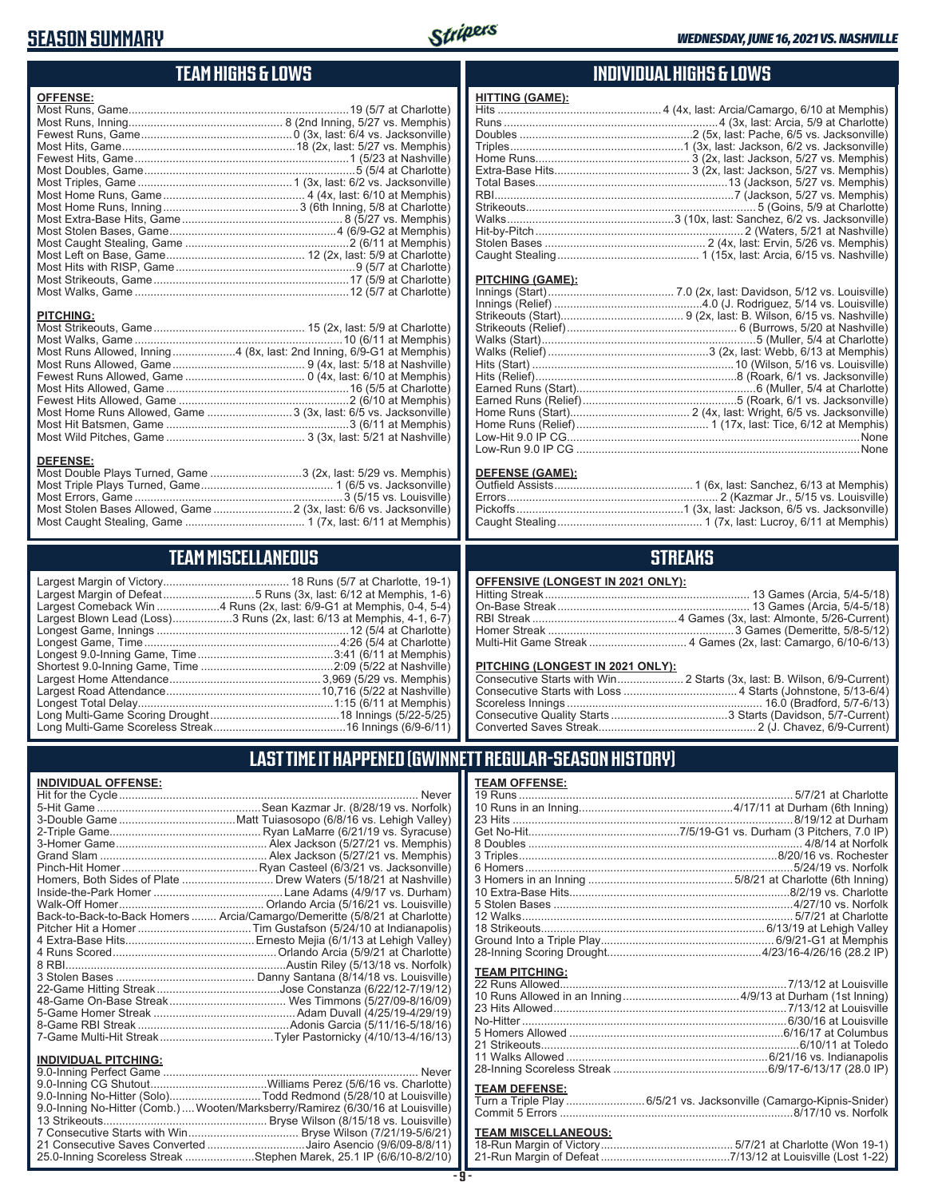# SEASON SUMMARY

*WEDNESDAY, JUNE 16, 2021 VS. NASHVILLE*

## TEAM HIGHS & LOWS

**OFFENSE:**

| | |
|---|---|
| Most Runs, Game | 19 (5/7 at Charlotte) |
| Most Runs, Inning | 8 (2nd Inning, 5/27 vs. Memphis) |
| Fewest Runs, Game | 0 (3x, last: 6/4 vs. Jacksonville) |
| Most Hits, Game | 18 (2x, last: 5/27 vs. Memphis) |
| Fewest Hits, Game | 1 (5/23 at Nashville) |
| Most Doubles, Game | 5 (5/4 at Charlotte) |
| Most Triples, Game | 1 (3x, last: 6/2 vs. Jacksonville) |
| Most Home Runs, Game | 4 (4x, last: 6/10 at Memphis) |
| Most Home Runs, Inning | 3 (6th Inning, 5/8 at Charlotte) |
| Most Extra-Base Hits, Game | 8 (5/27 vs. Memphis) |
| Most Stolen Bases, Game | 4 (6/9-G2 at Memphis) |
| Most Caught Stealing, Game | 2 (6/11 at Memphis) |
| Most Left on Base, Game | 12 (2x, last: 5/9 at Charlotte) |
| Most Hits with RISP, Game | 9 (5/7 at Charlotte) |
| Most Strikeouts, Game | 17 (5/9 at Charlotte) |
| Most Walks, Game | 12 (5/7 at Charlotte) |

**PITCHING:**

| | |
|---|---|
| Most Strikeouts, Game | 15 (2x, last: 5/9 at Charlotte) |
| Most Walks, Game | 10 (6/11 at Memphis) |
| Most Runs Allowed, Inning | 4 (8x, last: 2nd Inning, 6/9-G1 at Memphis) |
| Most Runs Allowed, Game | 9 (4x, last: 5/18 at Nashville) |
| Fewest Runs Allowed, Game | 0 (4x, last: 6/10 at Memphis) |
| Most Hits Allowed, Game | 16 (5/5 at Charlotte) |
| Fewest Hits Allowed, Game | 2 (6/10 at Memphis) |
| Most Home Runs Allowed, Game | 3 (3x, last: 6/5 vs. Jacksonville) |
| Most Hit Batsmen, Game | 3 (6/11 at Memphis) |
| Most Wild Pitches, Game | 3 (3x, last: 5/21 at Nashville) |

**DEFENSE:**

| | |
|---|---|
| Most Double Plays Turned, Game | 3 (2x, last: 5/29 vs. Memphis) |
| Most Triple Plays Turned, Game | 1 (6/5 vs. Jacksonville) |
| Most Errors, Game | 3 (5/15 vs. Louisville) |
| Most Stolen Bases Allowed, Game | 2 (3x, last: 6/6 vs. Jacksonville) |
| Most Caught Stealing, Game | 1 (7x, last: 6/11 at Memphis) |

## INDIVIDUAL HIGHS & LOWS

**HITTING (GAME):**

| | |
|---|---|
| Hits | 4 (4x, last: Arcia/Camargo, 6/10 at Memphis) |
| Runs | 4 (3x, last: Arcia, 5/9 at Charlotte) |
| Doubles | 2 (5x, last: Pache, 6/5 vs. Jacksonville) |
| Triples | 1 (3x, last: Jackson, 6/2 vs. Jacksonville) |
| Home Runs | 3 (2x, last: Jackson, 5/27 vs. Memphis) |
| Extra-Base Hits | 3 (2x, last: Jackson, 5/27 vs. Memphis) |
| Total Bases | 13 (Jackson, 5/27 vs. Memphis) |
| RBI | 7 (Jackson, 5/27 vs. Memphis) |
| Strikeouts | 5 (Goins, 5/9 at Charlotte) |
| Walks | 3 (10x, last: Sanchez, 6/2 vs. Jacksonville) |
| Hit-by-Pitch | 2 (Waters, 5/21 at Nashville) |
| Stolen Bases | 2 (4x, last: Ervin, 5/26 vs. Memphis) |
| Caught Stealing | 1 (15x, last: Arcia, 6/15 vs. Nashville) |

**PITCHING (GAME):**

| | |
|---|---|
| Innings (Start) | 7.0 (2x, last: Davidson, 5/12 vs. Louisville) |
| Innings (Relief) | 4.0 (J. Rodriguez, 5/14 vs. Louisville) |
| Strikeouts (Start) | 9 (2x, last: B. Wilson, 6/15 vs. Nashville) |
| Strikeouts (Relief) | 6 (Burrows, 5/20 at Nashville) |
| Walks (Start) | 5 (Muller, 5/4 at Charlotte) |
| Walks (Relief) | 3 (2x, last: Webb, 6/13 at Memphis) |
| Hits (Start) | 10 (Wilson, 5/16 vs. Louisville) |
| Hits (Relief) | 8 (Roark, 6/1 vs. Jacksonville) |
| Earned Runs (Start) | 6 (Muller, 5/4 at Charlotte) |
| Earned Runs (Relief) | 5 (Roark, 6/1 vs. Jacksonville) |
| Home Runs (Start) | 2 (4x, last: Wright, 6/5 vs. Jacksonville) |
| Home Runs (Relief) | 1 (17x, last: Tice, 6/12 at Memphis) |
| Low-Hit 9.0 IP CG | None |
| Low-Run 9.0 IP CG | None |

**DEFENSE (GAME):**

| | |
|---|---|
| Outfield Assists | 1 (6x, last: Sanchez, 6/13 at Memphis) |
| Errors | 2 (Kazmar Jr., 5/15 vs. Louisville) |
| Pickoffs | 1 (3x, last: Jackson, 6/5 vs. Jacksonville) |
| Caught Stealing | 1 (7x, last: Lucroy, 6/11 at Memphis) |

## TEAM MISCELLANEOUS

| | |
|---|---|
| Largest Margin of Victory | 18 Runs (5/7 at Charlotte, 19-1) |
| Largest Margin of Defeat | 5 Runs (3x, last: 6/12 at Memphis, 1-6) |
| Largest Comeback Win | 4 Runs (2x, last: 6/9-G1 at Memphis, 0-4, 5-4) |
| Largest Blown Lead (Loss) | 3 Runs (2x, last: 6/13 at Memphis, 4-1, 6-7) |
| Longest Game, Innings | 12 (5/4 at Charlotte) |
| Longest Game, Time | 4:26 (5/4 at Charlotte) |
| Longest 9.0-Inning Game, Time | 3:41 (6/11 at Memphis) |
| Shortest 9.0-Inning Game, Time | 2:09 (5/22 at Nashville) |
| Largest Home Attendance | 3,969 (5/29 vs. Memphis) |
| Largest Road Attendance | 10,716 (5/22 at Nashville) |
| Longest Total Delay | 1:15 (6/11 at Memphis) |
| Long Multi-Game Scoring Drought | 18 Innings (5/22-5/25) |
| Long Multi-Game Scoreless Streak | 16 Innings (6/9-6/11) |

## STREAKS

**OFFENSIVE (LONGEST IN 2021 ONLY):**

| | |
|---|---|
| Hitting Streak | 13 Games (Arcia, 5/4-5/18) |
| On-Base Streak | 13 Games (Arcia, 5/4-5/18) |
| RBI Streak | 4 Games (3x, last: Almonte, 5/26-Current) |
| Homer Streak | 3 Games (Demeritte, 5/8-5/12) |
| Multi-Hit Game Streak | 4 Games (2x, last: Camargo, 6/10-6/13) |

**PITCHING (LONGEST IN 2021 ONLY):**

| | |
|---|---|
| Consecutive Starts with Win | 2 Starts (3x, last: B. Wilson, 6/9-Current) |
| Consecutive Starts with Loss | 4 Starts (Johnstone, 5/13-6/4) |
| Scoreless Innings | 16.0 (Bradford, 5/7-6/13) |
| Consecutive Quality Starts | 3 Starts (Davidson, 5/7-Current) |
| Converted Saves Streak | 2 (J. Chavez, 6/9-Current) |

## LAST TIME IT HAPPENED (GWINNETT REGULAR-SEASON HISTORY)

**INDIVIDUAL OFFENSE:**

| | |
|---|---|
| Hit for the Cycle | Never |
| 5-Hit Game | Sean Kazmar Jr. (8/28/19 vs. Norfolk) |
| 3-Double Game | Matt Tuiasosopo (6/8/16 vs. Lehigh Valley) |
| 2-Triple Game | Ryan LaMarre (6/21/19 vs. Syracuse) |
| 3-Homer Game | Alex Jackson (5/27/21 vs. Memphis) |
| Grand Slam | Alex Jackson (5/27/21 vs. Memphis) |
| Pinch-Hit Homer | Ryan Casteel (6/3/21 vs. Jacksonville) |
| Homers, Both Sides of Plate | Drew Waters (5/18/21 at Nashville) |
| Inside-the-Park Homer | Lane Adams (4/9/17 vs. Durham) |
| Walk-Off Homer | Orlando Arcia (5/16/21 vs. Louisville) |
| Back-to-Back-to-Back Homers | Arcia/Camargo/Demeritte (5/8/21 at Charlotte) |
| Pitcher Hit a Homer | Tim Gustafson (5/24/10 at Indianapolis) |
| 4 Extra-Base Hits | Ernesto Mejia (6/1/13 at Lehigh Valley) |
| 4 Runs Scored | Orlando Arcia (5/9/21 at Charlotte) |
| 8 RBI | Austin Riley (5/13/18 vs. Norfolk) |
| 3 Stolen Bases | Danny Santana (8/14/18 vs. Louisville) |
| 22-Game Hitting Streak | Jose Constanza (6/22/12-7/19/12) |
| 48-Game On-Base Streak | Wes Timmons (5/27/09-8/16/09) |
| 5-Game Homer Streak | Adam Duvall (4/25/19-4/29/19) |
| 8-Game RBI Streak | Adonis Garcia (5/11/16-5/18/16) |
| 7-Game Multi-Hit Streak | Tyler Pastornicky (4/10/13-4/16/13) |

**INDIVIDUAL PITCHING:**

| | |
|---|---|
| 9.0-Inning Perfect Game | Never |
| 9.0-Inning CG Shutout | Williams Perez (5/6/16 vs. Charlotte) |
| 9.0-Inning No-Hitter (Solo) | Todd Redmond (5/28/10 at Louisville) |
| 9.0-Inning No-Hitter (Comb.) | Wooten/Marksberry/Ramirez (6/30/16 at Louisville) |
| 13 Strikeouts | Bryse Wilson (8/15/18 vs. Louisville) |
| 7 Consecutive Starts with Win | Bryse Wilson (7/21/19-5/6/21) |
| 21 Consecutive Saves Converted | Jairo Asencio (9/6/09-8/8/11) |
| 25.0-Inning Scoreless Streak | Stephen Marek, 25.1 IP (6/6/10-8/2/10) |

**TEAM OFFENSE:**

| | |
|---|---|
| 19 Runs | 5/7/21 at Charlotte |
| 10 Runs in an Inning | 4/17/11 at Durham (6th Inning) |
| 23 Hits | 8/19/12 at Durham |
| Get No-Hit | 7/5/19-G1 vs. Durham (3 Pitchers, 7.0 IP) |
| 8 Doubles | 4/8/14 at Norfolk |
| 3 Triples | 8/20/16 vs. Rochester |
| 6 Homers | 5/24/19 vs. Norfolk |
| 3 Homers in an Inning | 5/8/21 at Charlotte (6th Inning) |
| 10 Extra-Base Hits | 8/2/19 vs. Charlotte |
| 5 Stolen Bases | 4/27/10 vs. Norfolk |
| 12 Walks | 5/7/21 at Charlotte |
| 18 Strikeouts | 6/13/19 at Lehigh Valley |
| Ground Into a Triple Play | 6/9/21-G1 at Memphis |
| 28-Inning Scoring Drought | 4/23/16-4/26/16 (28.2 IP) |

**TEAM PITCHING:**

| | |
|---|---|
| 22 Runs Allowed | 7/13/12 at Louisville |
| 10 Runs Allowed in an Inning | 4/9/13 at Durham (1st Inning) |
| 23 Hits Allowed | 7/13/12 at Louisville |
| No-Hitter | 6/30/16 at Louisville |
| 5 Homers Allowed | 6/16/17 at Columbus |
| 21 Strikeouts | 6/10/11 at Toledo |
| 11 Walks Allowed | 6/21/16 vs. Indianapolis |
| 28-Inning Scoreless Streak | 6/9/17-6/13/17 (28.0 IP) |

**TEAM DEFENSE:**

| | |
|---|---|
| Turn a Triple Play | 6/5/21 vs. Jacksonville (Camargo-Kipnis-Snider) |
| Commit 5 Errors | 8/17/10 vs. Norfolk |

**TEAM MISCELLANEOUS:**

| | |
|---|---|
| 18-Run Margin of Victory | 5/7/21 at Charlotte (Won 19-1) |
| 21-Run Margin of Defeat | 7/13/12 at Louisville (Lost 1-22) |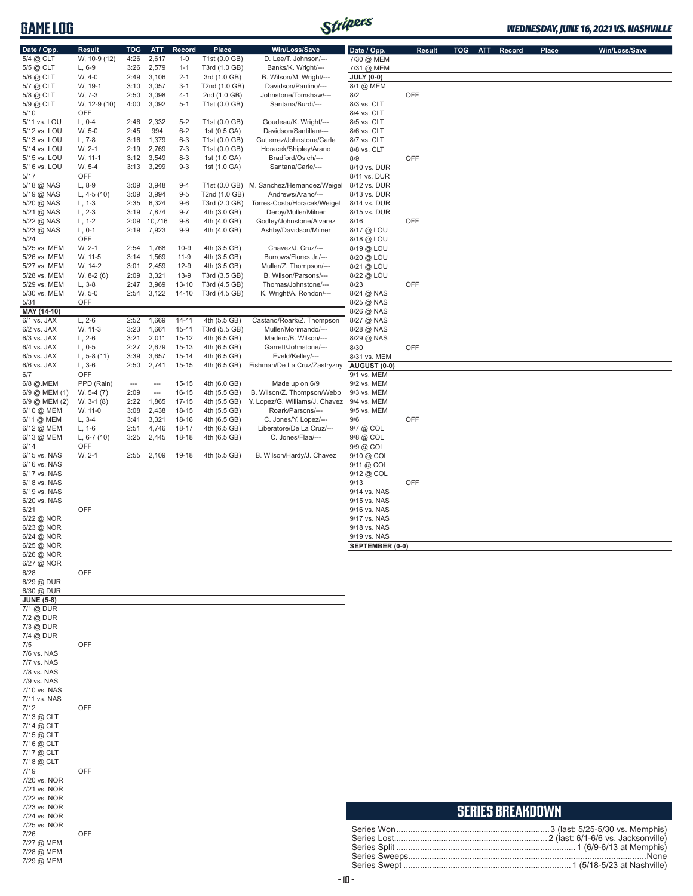# GAME LOG

*WEDNESDAY, JUNE 16, 2021 VS. NASHVILLE*

| Date / Opp. | Result | TOG | ATT | Record | Place | Win/Loss/Save |
|---|---|---|---|---|---|---|
| 5/4 @ CLT | W, 10-9 (12) | 4:26 | 2,617 | 1-0 | T1st (0.0 GB) | D. Lee/T. Johnson/--- |
| 5/5 @ CLT | L, 6-9 | 3:26 | 2,579 | 1-1 | T3rd (1.0 GB) | Banks/K. Wright/--- |
| 5/6 @ CLT | W, 4-0 | 2:49 | 3,106 | 2-1 | 3rd (1.0 GB) | B. Wilson/M. Wright/--- |
| 5/7 @ CLT | W, 19-1 | 3:10 | 3,057 | 3-1 | T2nd (1.0 GB) | Davidson/Paulino/--- |
| 5/8 @ CLT | W, 7-3 | 2:50 | 3,098 | 4-1 | 2nd (1.0 GB) | Johnstone/Tomshaw/--- |
| 5/9 @ CLT | W, 12-9 (10) | 4:00 | 3,092 | 5-1 | T1st (0.0 GB) | Santana/Burdi/--- |
| 5/10 | OFF | | | | | |
| 5/11 vs. LOU | L, 0-4 | 2:46 | 2,332 | 5-2 | T1st (0.0 GB) | Goudeau/K. Wright/--- |
| 5/12 vs. LOU | W, 5-0 | 2:45 | 994 | 6-2 | 1st (0.5 GA) | Davidson/Santillan/--- |
| 5/13 vs. LOU | L, 7-8 | 3:16 | 1,379 | 6-3 | T1st (0.0 GB) | Gutierrez/Johnstone/Carle |
| 5/14 vs. LOU | W, 2-1 | 2:19 | 2,769 | 7-3 | T1st (0.0 GB) | Horacek/Shipley/Arano |
| 5/15 vs. LOU | W, 11-1 | 3:12 | 3,549 | 8-3 | 1st (1.0 GA) | Bradford/Osich/--- |
| 5/16 vs. LOU | W, 5-4 | 3:13 | 3,299 | 9-3 | 1st (1.0 GA) | Santana/Carle/--- |
| 5/17 | OFF | | | | | |
| 5/18 @ NAS | L, 8-9 | 3:09 | 3,948 | 9-4 | T1st (0.0 GB) | M. Sanchez/Hernandez/Weigel |
| 5/19 @ NAS | L, 4-5 (10) | 3:09 | 3,994 | 9-5 | T2nd (1.0 GB) | Andrews/Arano/--- |
| 5/20 @ NAS | L, 1-3 | 2:35 | 6,324 | 9-6 | T3rd (2.0 GB) | Torres-Costa/Horacek/Weigel |
| 5/21 @ NAS | L, 2-3 | 3:19 | 7,874 | 9-7 | 4th (3.0 GB) | Derby/Muller/Milner |
| 5/22 @ NAS | L, 1-2 | 2:09 | 10,716 | 9-8 | 4th (4.0 GB) | Godley/Johnstone/Alvarez |
| 5/23 @ NAS | L, 0-1 | 2:19 | 7,923 | 9-9 | 4th (4.0 GB) | Ashby/Davidson/Milner |
| 5/24 | OFF | | | | | |
| 5/25 vs. MEM | W, 2-1 | 2:54 | 1,768 | 10-9 | 4th (3.5 GB) | Chavez/J. Cruz/--- |
| 5/26 vs. MEM | W, 11-5 | 3:14 | 1,569 | 11-9 | 4th (3.5 GB) | Burrows/Flores Jr./--- |
| 5/27 vs. MEM | W, 14-2 | 3:01 | 2,459 | 12-9 | 4th (3.5 GB) | Muller/Z. Thompson/--- |
| 5/28 vs. MEM | W, 8-2 (6) | 2:09 | 3,321 | 13-9 | T3rd (3.5 GB) | B. Wilson/Parsons/--- |
| 5/29 vs. MEM | L, 3-8 | 2:47 | 3,969 | 13-10 | T3rd (4.5 GB) | Thomas/Johnstone/--- |
| 5/30 vs. MEM | W, 5-0 | 2:54 | 3,122 | 14-10 | T3rd (4.5 GB) | K. Wright/A. Rondon/--- |
| 5/31 | OFF | | | | | |
| **MAY (14-10)** | | | | | | |
| 6/1 vs. JAX | L, 2-6 | 2:52 | 1,669 | 14-11 | 4th (5.5 GB) | Castano/Roark/Z. Thompson |
| 6/2 vs. JAX | W, 11-3 | 3:23 | 1,661 | 15-11 | T3rd (5.5 GB) | Muller/Morimando/--- |
| 6/3 vs. JAX | L, 2-6 | 3:21 | 2,011 | 15-12 | 4th (6.5 GB) | Madero/B. Wilson/--- |
| 6/4 vs. JAX | L, 0-5 | 2:27 | 2,679 | 15-13 | 4th (6.5 GB) | Garrett/Johnstone/--- |
| 6/5 vs. JAX | L, 5-8 (11) | 3:39 | 3,657 | 15-14 | 4th (6.5 GB) | Eveld/Kelley/--- |
| 6/6 vs. JAX | L, 3-6 | 2:50 | 2,741 | 15-15 | 4th (6.5 GB) | Fishman/De La Cruz/Zastryzny |
| 6/7 | OFF | | | | | |
| 6/8 @ MEM | PPD (Rain) | --- | --- | 15-15 | 4th (6.0 GB) | Made up on 6/9 |
| 6/9 @ MEM (1) | W, 5-4 (7) | 2:09 | --- | 16-15 | 4th (5.5 GB) | B. Wilson/Z. Thompson/Webb |
| 6/9 @ MEM (2) | W, 3-1 (8) | 2:22 | 1,865 | 17-15 | 4th (5.5 GB) | Y. Lopez/G. Williams/J. Chavez |
| 6/10 @ MEM | W, 11-0 | 3:08 | 2,438 | 18-15 | 4th (5.5 GB) | Roark/Parsons/--- |
| 6/11 @ MEM | L, 3-4 | 3:41 | 3,321 | 18-16 | 4th (6.5 GB) | C. Jones/Y. Lopez/--- |
| 6/12 @ MEM | L, 1-6 | 2:51 | 4,746 | 18-17 | 4th (6.5 GB) | Liberatore/De La Cruz/--- |
| 6/13 @ MEM | L, 6-7 (10) | 3:25 | 2,445 | 18-18 | 4th (6.5 GB) | C. Jones/Flaa/--- |
| 6/14 | OFF | | | | | |
| 6/15 vs. NAS | W, 2-1 | 2:55 | 2,109 | 19-18 | 4th (5.5 GB) | B. Wilson/Hardy/J. Chavez |
| 6/16 vs. NAS | | | | | | |
| 6/17 vs. NAS | | | | | | |
| 6/18 vs. NAS | | | | | | |
| 6/19 vs. NAS | | | | | | |
| 6/20 vs. NAS | | | | | | |
| 6/21 | OFF | | | | | |
| 6/22 @ NOR | | | | | | |
| 6/23 @ NOR | | | | | | |
| 6/24 @ NOR | | | | | | |
| 6/25 @ NOR | | | | | | |
| 6/26 @ NOR | | | | | | |
| 6/27 @ NOR | | | | | | |
| 6/28 | OFF | | | | | |
| 6/29 @ DUR | | | | | | |
| 6/30 @ DUR | | | | | | |
| **JUNE (5-8)** | | | | | | |
| 7/1 @ DUR | | | | | | |
| 7/2 @ DUR | | | | | | |
| 7/3 @ DUR | | | | | | |
| 7/4 @ DUR | | | | | | |
| 7/5 | OFF | | | | | |
| 7/6 vs. NAS | | | | | | |
| 7/7 vs. NAS | | | | | | |
| 7/8 vs. NAS | | | | | | |
| 7/9 vs. NAS | | | | | | |
| 7/10 vs. NAS | | | | | | |
| 7/11 vs. NAS | | | | | | |
| 7/12 | OFF | | | | | |
| 7/13 @ CLT | | | | | | |
| 7/14 @ CLT | | | | | | |
| 7/15 @ CLT | | | | | | |
| 7/16 @ CLT | | | | | | |
| 7/17 @ CLT | | | | | | |
| 7/18 @ CLT | | | | | | |
| 7/19 | OFF | | | | | |
| 7/20 vs. NOR | | | | | | |
| 7/21 vs. NOR | | | | | | |
| 7/22 vs. NOR | | | | | | |
| 7/23 vs. NOR | | | | | | |
| 7/24 vs. NOR | | | | | | |
| 7/25 vs. NOR | | | | | | |
| 7/26 | OFF | | | | | |
| 7/27 @ MEM | | | | | | |
| 7/28 @ MEM | | | | | | |
| 7/29 @ MEM | | | | | | |
| 7/30 @ MEM | | | | | | |
| 7/31 @ MEM | | | | | | |
| **JULY (0-0)** | | | | | | |
| 8/1 @ MEM | | | | | | |
| 8/2 | OFF | | | | | |
| 8/3 vs. CLT | | | | | | |
| 8/4 vs. CLT | | | | | | |
| 8/5 vs. CLT | | | | | | |
| 8/6 vs. CLT | | | | | | |
| 8/7 vs. CLT | | | | | | |
| 8/8 vs. CLT | | | | | | |
| 8/9 | OFF | | | | | |
| 8/10 vs. DUR | | | | | | |
| 8/11 vs. DUR | | | | | | |
| 8/12 vs. DUR | | | | | | |
| 8/13 vs. DUR | | | | | | |
| 8/14 vs. DUR | | | | | | |
| 8/15 vs. DUR | | | | | | |
| 8/16 | OFF | | | | | |
| 8/17 @ LOU | | | | | | |
| 8/18 @ LOU | | | | | | |
| 8/19 @ LOU | | | | | | |
| 8/20 @ LOU | | | | | | |
| 8/21 @ LOU | | | | | | |
| 8/22 @ LOU | | | | | | |
| 8/23 | OFF | | | | | |
| 8/24 @ NAS | | | | | | |
| 8/25 @ NAS | | | | | | |
| 8/26 @ NAS | | | | | | |
| 8/27 @ NAS | | | | | | |
| 8/28 @ NAS | | | | | | |
| 8/29 @ NAS | | | | | | |
| 8/30 | OFF | | | | | |
| 8/31 vs. MEM | | | | | | |
| **AUGUST (0-0)** | | | | | | |
| 9/1 vs. MEM | | | | | | |
| 9/2 vs. MEM | | | | | | |
| 9/3 vs. MEM | | | | | | |
| 9/4 vs. MEM | | | | | | |
| 9/5 vs. MEM | | | | | | |
| 9/6 | OFF | | | | | |
| 9/7 @ COL | | | | | | |
| 9/8 @ COL | | | | | | |
| 9/9 @ COL | | | | | | |
| 9/10 @ COL | | | | | | |
| 9/11 @ COL | | | | | | |
| 9/12 @ COL | | | | | | |
| 9/13 | OFF | | | | | |
| 9/14 vs. NAS | | | | | | |
| 9/15 vs. NAS | | | | | | |
| 9/16 vs. NAS | | | | | | |
| 9/17 vs. NAS | | | | | | |
| 9/18 vs. NAS | | | | | | |
| 9/19 vs. NAS | | | | | | |
| **SEPTEMBER (0-0)** | | | | | | |

## SERIES BREAKDOWN

Series Won ........ 3 (last: 5/25-5/30 vs. Memphis)
Series Lost ........ 2 (last: 6/1-6/6 vs. Jacksonville)
Series Split ........ 1 (6/9-6/13 at Memphis)
Series Sweeps ........ None
Series Swept ........ 1 (5/18-5/23 at Nashville)